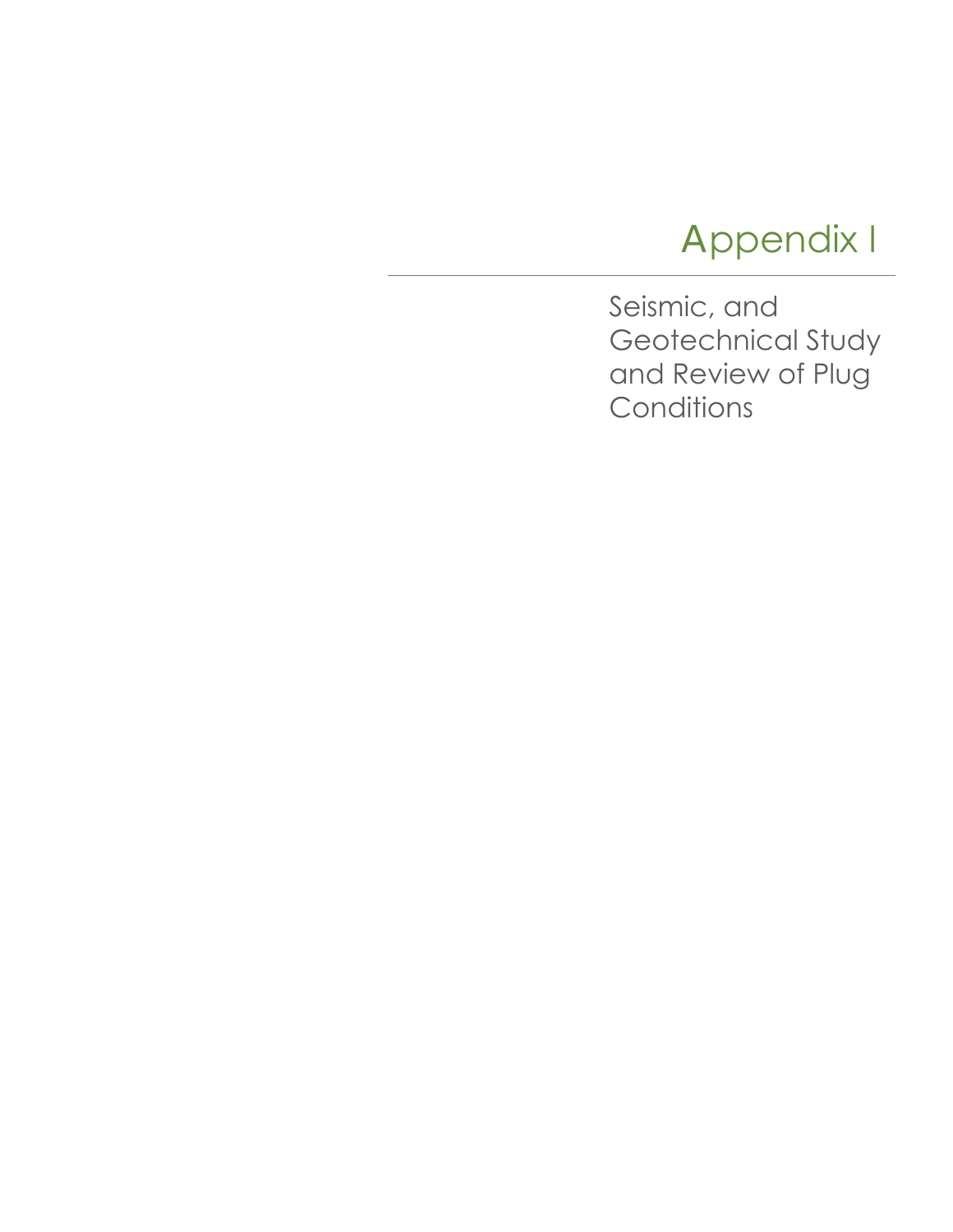# Appendix I

Seismic, and Geotechnical Study and Review of Plug Conditions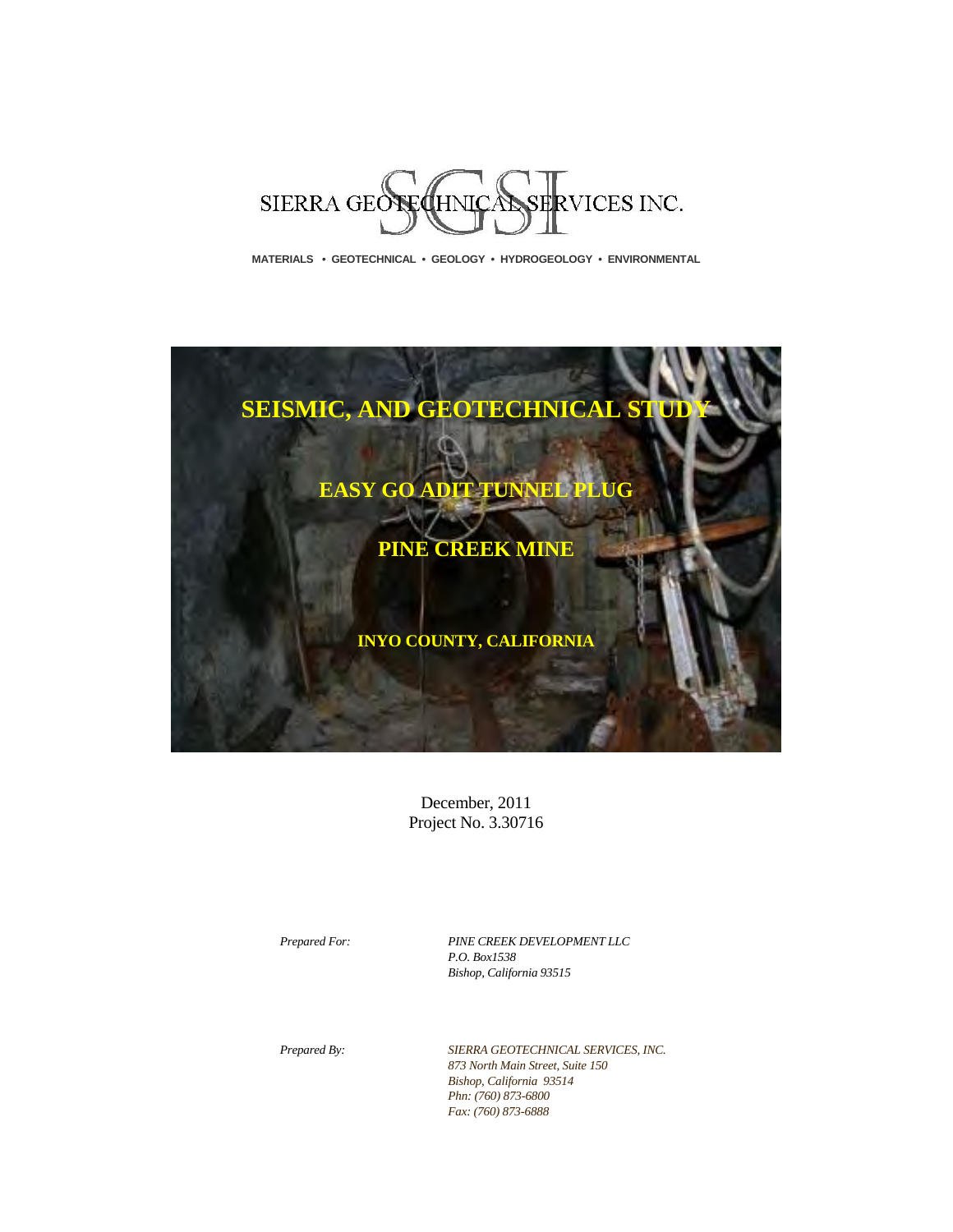SIERRA GEOTECHNICAL SERVICES INC.

**MATERIALS • GEOTECHNICAL • GEOLOGY • HYDROGEOLOGY • ENVIRONMENTAL**

# SEISMIC, AND GEOTECHNICAL STUDY

## EASY GO ADIT TUNNEL PLUG

## PINE CREEK MINE

### INYO COUNTY, CALIFORNIA

December, 2011
Project No. 3.30716

*Prepared For:*

*PINE CREEK DEVELOPMENT LLC*
*P.O. Box1538*
*Bishop, California 93515*

*Prepared By:*

*SIERRA GEOTECHNICAL SERVICES, INC.*
*873 North Main Street, Suite 150*
*Bishop, California 93514*
*Phn: (760) 873-6800*
*Fax: (760) 873-6888*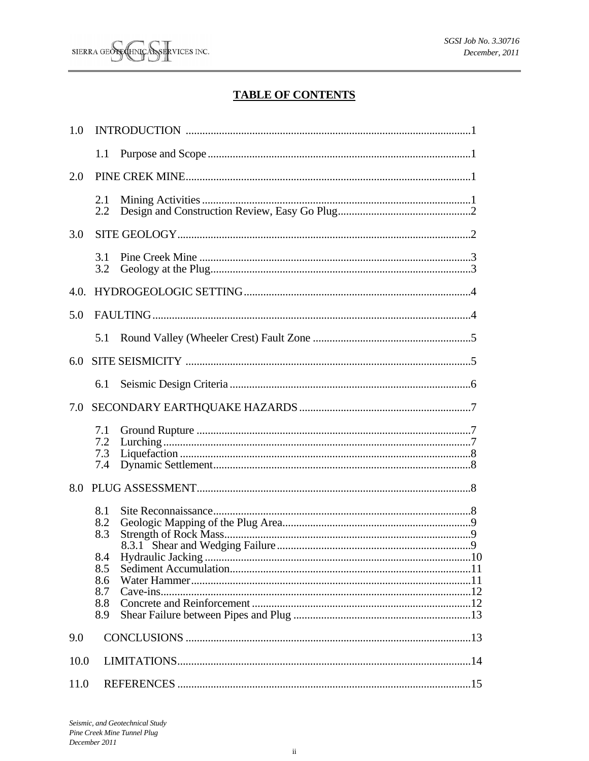# TABLE OF CONTENTS

1.0 INTRODUCTION ....................................................................................................1

- 1.1 Purpose and Scope ........................................................................................1

2.0 PINE CREEK MINE....................................................................................................1

- 2.1 Mining Activities .............................................................................................1
- 2.2 Design and Construction Review, Easy Go Plug..........................................2

3.0 SITE GEOLOGY.........................................................................................................2

- 3.1 Pine Creek Mine .............................................................................................3
- 3.2 Geology at the Plug.........................................................................................3

4.0. HYDROGEOLOGIC SETTING..................................................................................4

5.0 FAULTING....................................................................................................................4

- 5.1 Round Valley (Wheeler Crest) Fault Zone ....................................................5

6.0 SITE SEISMICITY .......................................................................................................5

- 6.1 Seismic Design Criteria ..................................................................................6

7.0 SECONDARY EARTHQUAKE HAZARDS ...............................................................7

- 7.1 Ground Rupture ..............................................................................................7
- 7.2 Lurching ...........................................................................................................7
- 7.3 Liquefaction .....................................................................................................8
- 7.4 Dynamic Settlement.........................................................................................8

8.0 PLUG ASSESSMENT..................................................................................................8

- 8.1 Site Reconnaissance.........................................................................................8
- 8.2 Geologic Mapping of the Plug Area................................................................9
- 8.3 Strength of Rock Mass.....................................................................................9
  - 8.3.1 Shear and Wedging Failure ....................................................................9
- 8.4 Hydraulic Jacking ..........................................................................................10
- 8.5 Sediment Accumulation.................................................................................11
- 8.6 Water Hammer ...............................................................................................11
- 8.7 Cave-ins..........................................................................................................12
- 8.8 Concrete and Reinforcement .........................................................................12
- 8.9 Shear Failure between Pipes and Plug ..........................................................13

9.0 CONCLUSIONS .........................................................................................................13

10.0 LIMITATIONS............................................................................................................14

11.0 REFERENCES ............................................................................................................15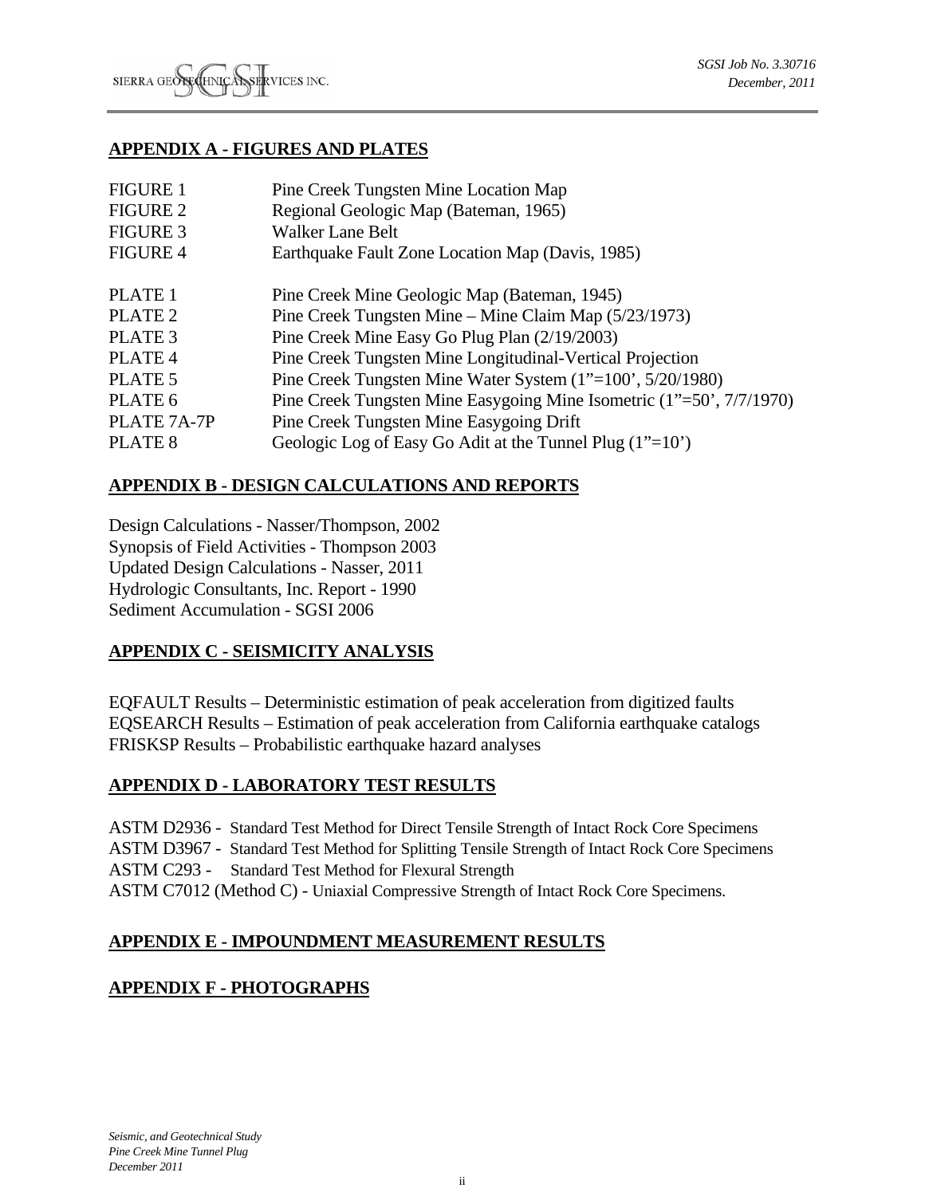## APPENDIX A - FIGURES AND PLATES

| | |
|---|---|
| FIGURE 1 | Pine Creek Tungsten Mine Location Map |
| FIGURE 2 | Regional Geologic Map (Bateman, 1965) |
| FIGURE 3 | Walker Lane Belt |
| FIGURE 4 | Earthquake Fault Zone Location Map (Davis, 1985) |
| PLATE 1 | Pine Creek Mine Geologic Map (Bateman, 1945) |
| PLATE 2 | Pine Creek Tungsten Mine – Mine Claim Map (5/23/1973) |
| PLATE 3 | Pine Creek Mine Easy Go Plug Plan (2/19/2003) |
| PLATE 4 | Pine Creek Tungsten Mine Longitudinal-Vertical Projection |
| PLATE 5 | Pine Creek Tungsten Mine Water System (1"=100', 5/20/1980) |
| PLATE 6 | Pine Creek Tungsten Mine Easygoing Mine Isometric (1"=50', 7/7/1970) |
| PLATE 7A-7P | Pine Creek Tungsten Mine Easygoing Drift |
| PLATE 8 | Geologic Log of Easy Go Adit at the Tunnel Plug (1"=10') |

## APPENDIX B - DESIGN CALCULATIONS AND REPORTS

Design Calculations - Nasser/Thompson, 2002
Synopsis of Field Activities - Thompson 2003
Updated Design Calculations - Nasser, 2011
Hydrologic Consultants, Inc. Report - 1990
Sediment Accumulation - SGSI 2006

## APPENDIX C - SEISMICITY ANALYSIS

EQFAULT Results – Deterministic estimation of peak acceleration from digitized faults
EQSEARCH Results – Estimation of peak acceleration from California earthquake catalogs
FRISKSP Results – Probabilistic earthquake hazard analyses

## APPENDIX D - LABORATORY TEST RESULTS

ASTM D2936 - Standard Test Method for Direct Tensile Strength of Intact Rock Core Specimens
ASTM D3967 - Standard Test Method for Splitting Tensile Strength of Intact Rock Core Specimens
ASTM C293 - Standard Test Method for Flexural Strength
ASTM C7012 (Method C) - Uniaxial Compressive Strength of Intact Rock Core Specimens.

## APPENDIX E - IMPOUNDMENT MEASUREMENT RESULTS

## APPENDIX F - PHOTOGRAPHS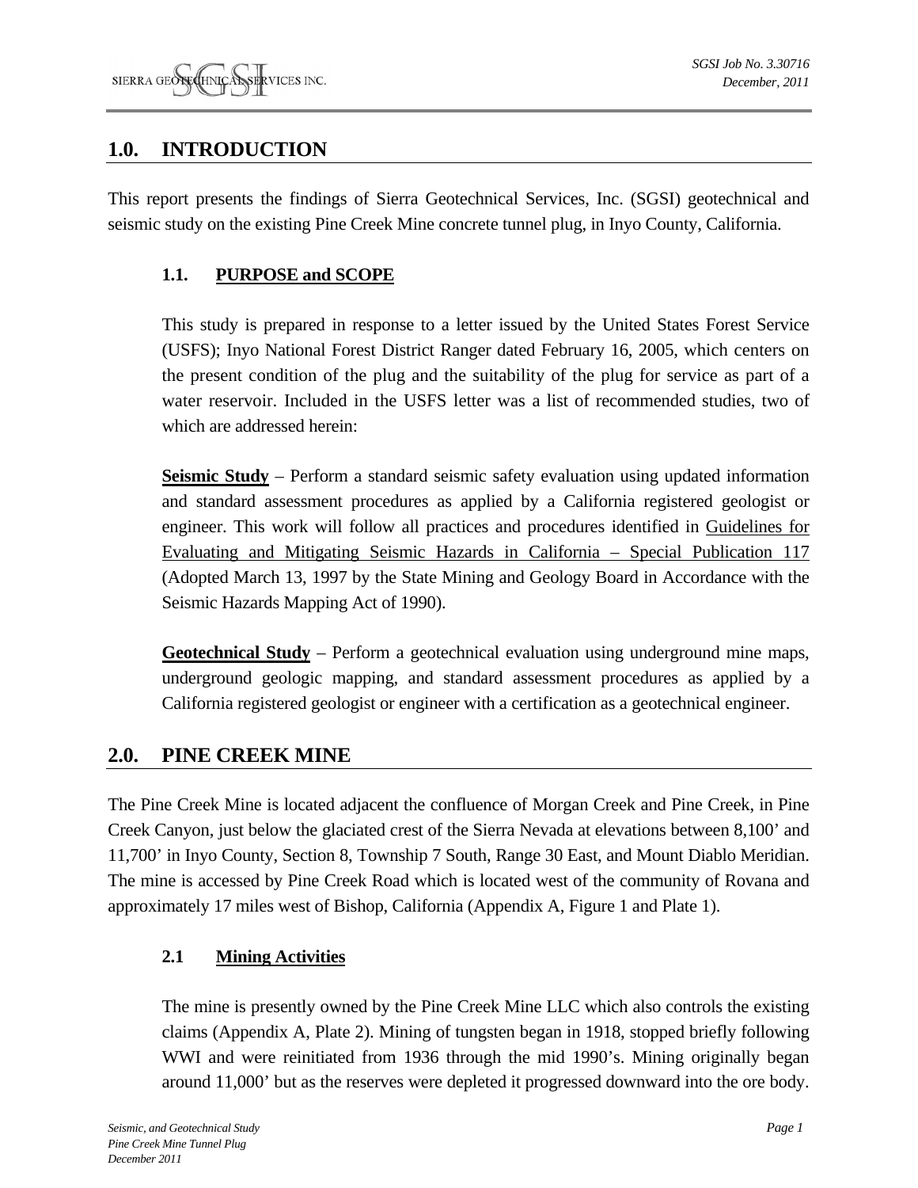## 1.0. INTRODUCTION

This report presents the findings of Sierra Geotechnical Services, Inc. (SGSI) geotechnical and seismic study on the existing Pine Creek Mine concrete tunnel plug, in Inyo County, California.

### 1.1. PURPOSE and SCOPE

This study is prepared in response to a letter issued by the United States Forest Service (USFS); Inyo National Forest District Ranger dated February 16, 2005, which centers on the present condition of the plug and the suitability of the plug for service as part of a water reservoir. Included in the USFS letter was a list of recommended studies, two of which are addressed herein:

**Seismic Study** – Perform a standard seismic safety evaluation using updated information and standard assessment procedures as applied by a California registered geologist or engineer. This work will follow all practices and procedures identified in Guidelines for Evaluating and Mitigating Seismic Hazards in California – Special Publication 117 (Adopted March 13, 1997 by the State Mining and Geology Board in Accordance with the Seismic Hazards Mapping Act of 1990).

**Geotechnical Study** – Perform a geotechnical evaluation using underground mine maps, underground geologic mapping, and standard assessment procedures as applied by a California registered geologist or engineer with a certification as a geotechnical engineer.

## 2.0. PINE CREEK MINE

The Pine Creek Mine is located adjacent the confluence of Morgan Creek and Pine Creek, in Pine Creek Canyon, just below the glaciated crest of the Sierra Nevada at elevations between 8,100' and 11,700' in Inyo County, Section 8, Township 7 South, Range 30 East, and Mount Diablo Meridian. The mine is accessed by Pine Creek Road which is located west of the community of Rovana and approximately 17 miles west of Bishop, California (Appendix A, Figure 1 and Plate 1).

### 2.1 Mining Activities

The mine is presently owned by the Pine Creek Mine LLC which also controls the existing claims (Appendix A, Plate 2). Mining of tungsten began in 1918, stopped briefly following WWI and were reinitiated from 1936 through the mid 1990's. Mining originally began around 11,000' but as the reserves were depleted it progressed downward into the ore body.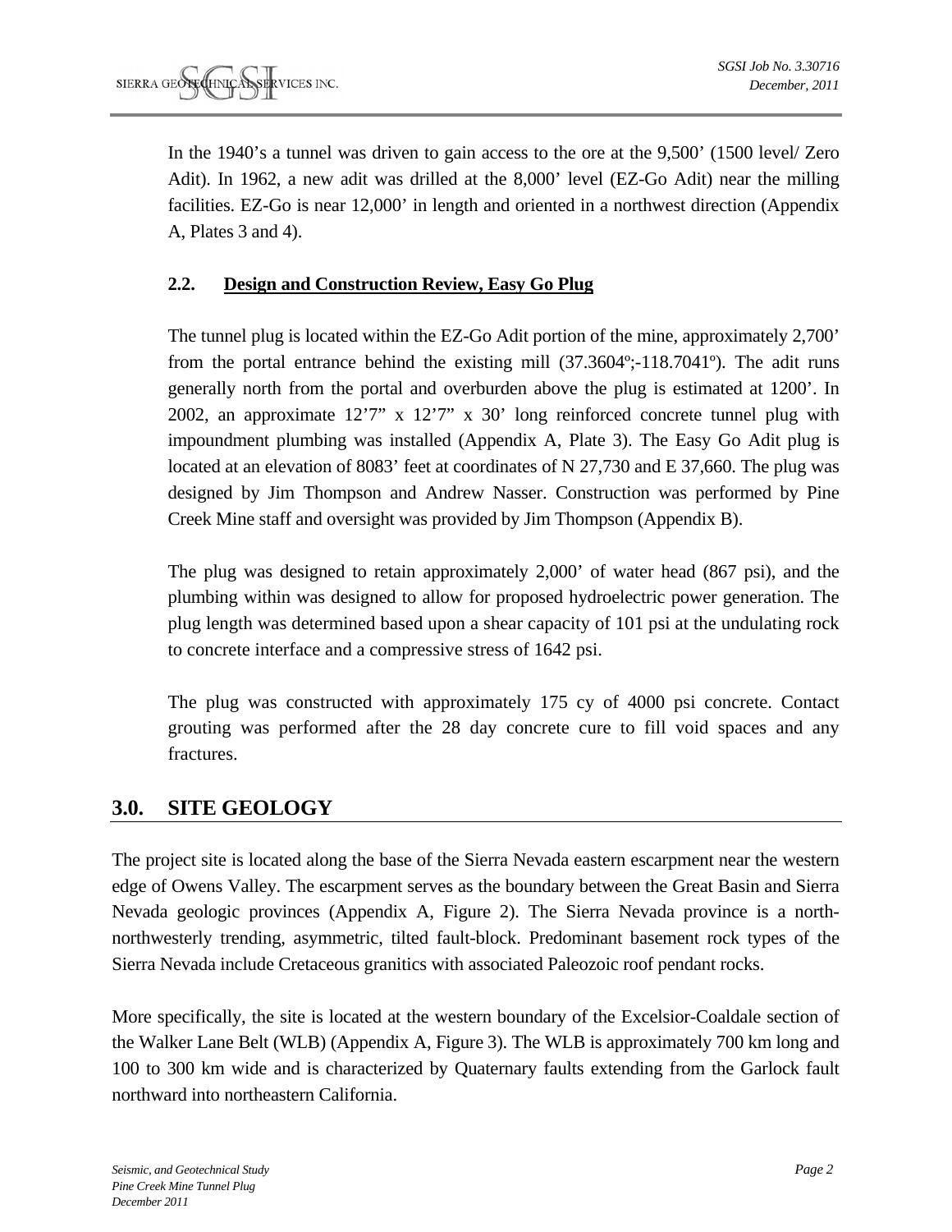In the 1940's a tunnel was driven to gain access to the ore at the 9,500' (1500 level/ Zero Adit). In 1962, a new adit was drilled at the 8,000' level (EZ-Go Adit) near the milling facilities. EZ-Go is near 12,000' in length and oriented in a northwest direction (Appendix A, Plates 3 and 4).

### 2.2. Design and Construction Review, Easy Go Plug

The tunnel plug is located within the EZ-Go Adit portion of the mine, approximately 2,700' from the portal entrance behind the existing mill (37.3604º;-118.7041º). The adit runs generally north from the portal and overburden above the plug is estimated at 1200'. In 2002, an approximate 12'7" x 12'7" x 30' long reinforced concrete tunnel plug with impoundment plumbing was installed (Appendix A, Plate 3). The Easy Go Adit plug is located at an elevation of 8083' feet at coordinates of N 27,730 and E 37,660. The plug was designed by Jim Thompson and Andrew Nasser. Construction was performed by Pine Creek Mine staff and oversight was provided by Jim Thompson (Appendix B).

The plug was designed to retain approximately 2,000' of water head (867 psi), and the plumbing within was designed to allow for proposed hydroelectric power generation. The plug length was determined based upon a shear capacity of 101 psi at the undulating rock to concrete interface and a compressive stress of 1642 psi.

The plug was constructed with approximately 175 cy of 4000 psi concrete. Contact grouting was performed after the 28 day concrete cure to fill void spaces and any fractures.

## 3.0. SITE GEOLOGY

The project site is located along the base of the Sierra Nevada eastern escarpment near the western edge of Owens Valley. The escarpment serves as the boundary between the Great Basin and Sierra Nevada geologic provinces (Appendix A, Figure 2). The Sierra Nevada province is a north-northwesterly trending, asymmetric, tilted fault-block. Predominant basement rock types of the Sierra Nevada include Cretaceous granitics with associated Paleozoic roof pendant rocks.

More specifically, the site is located at the western boundary of the Excelsior-Coaldale section of the Walker Lane Belt (WLB) (Appendix A, Figure 3). The WLB is approximately 700 km long and 100 to 300 km wide and is characterized by Quaternary faults extending from the Garlock fault northward into northeastern California.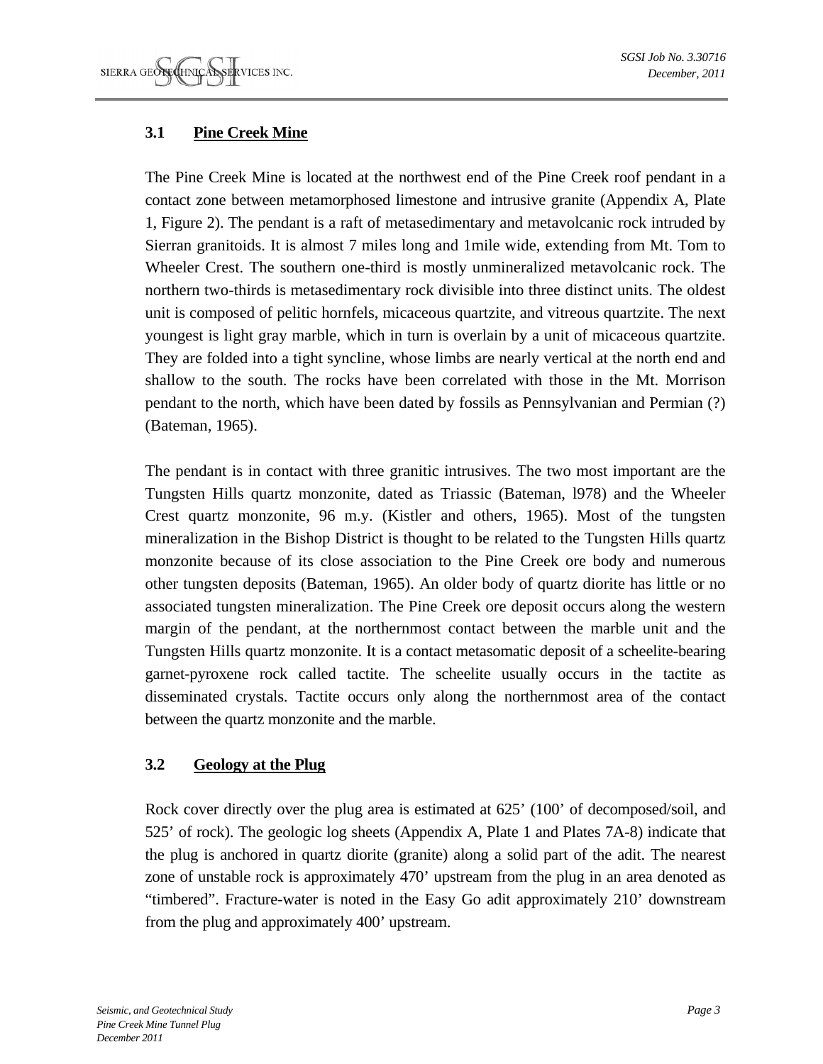### 3.1 Pine Creek Mine

The Pine Creek Mine is located at the northwest end of the Pine Creek roof pendant in a contact zone between metamorphosed limestone and intrusive granite (Appendix A, Plate 1, Figure 2). The pendant is a raft of metasedimentary and metavolcanic rock intruded by Sierran granitoids. It is almost 7 miles long and 1mile wide, extending from Mt. Tom to Wheeler Crest. The southern one-third is mostly unmineralized metavolcanic rock. The northern two-thirds is metasedimentary rock divisible into three distinct units. The oldest unit is composed of pelitic hornfels, micaceous quartzite, and vitreous quartzite. The next youngest is light gray marble, which in turn is overlain by a unit of micaceous quartzite. They are folded into a tight syncline, whose limbs are nearly vertical at the north end and shallow to the south. The rocks have been correlated with those in the Mt. Morrison pendant to the north, which have been dated by fossils as Pennsylvanian and Permian (?) (Bateman, 1965).

The pendant is in contact with three granitic intrusives. The two most important are the Tungsten Hills quartz monzonite, dated as Triassic (Bateman, l978) and the Wheeler Crest quartz monzonite, 96 m.y. (Kistler and others, 1965). Most of the tungsten mineralization in the Bishop District is thought to be related to the Tungsten Hills quartz monzonite because of its close association to the Pine Creek ore body and numerous other tungsten deposits (Bateman, 1965). An older body of quartz diorite has little or no associated tungsten mineralization. The Pine Creek ore deposit occurs along the western margin of the pendant, at the northernmost contact between the marble unit and the Tungsten Hills quartz monzonite. It is a contact metasomatic deposit of a scheelite-bearing garnet-pyroxene rock called tactite. The scheelite usually occurs in the tactite as disseminated crystals. Tactite occurs only along the northernmost area of the contact between the quartz monzonite and the marble.

### 3.2 Geology at the Plug

Rock cover directly over the plug area is estimated at 625’ (100’ of decomposed/soil, and 525’ of rock). The geologic log sheets (Appendix A, Plate 1 and Plates 7A-8) indicate that the plug is anchored in quartz diorite (granite) along a solid part of the adit. The nearest zone of unstable rock is approximately 470’ upstream from the plug in an area denoted as “timbered”. Fracture-water is noted in the Easy Go adit approximately 210’ downstream from the plug and approximately 400’ upstream.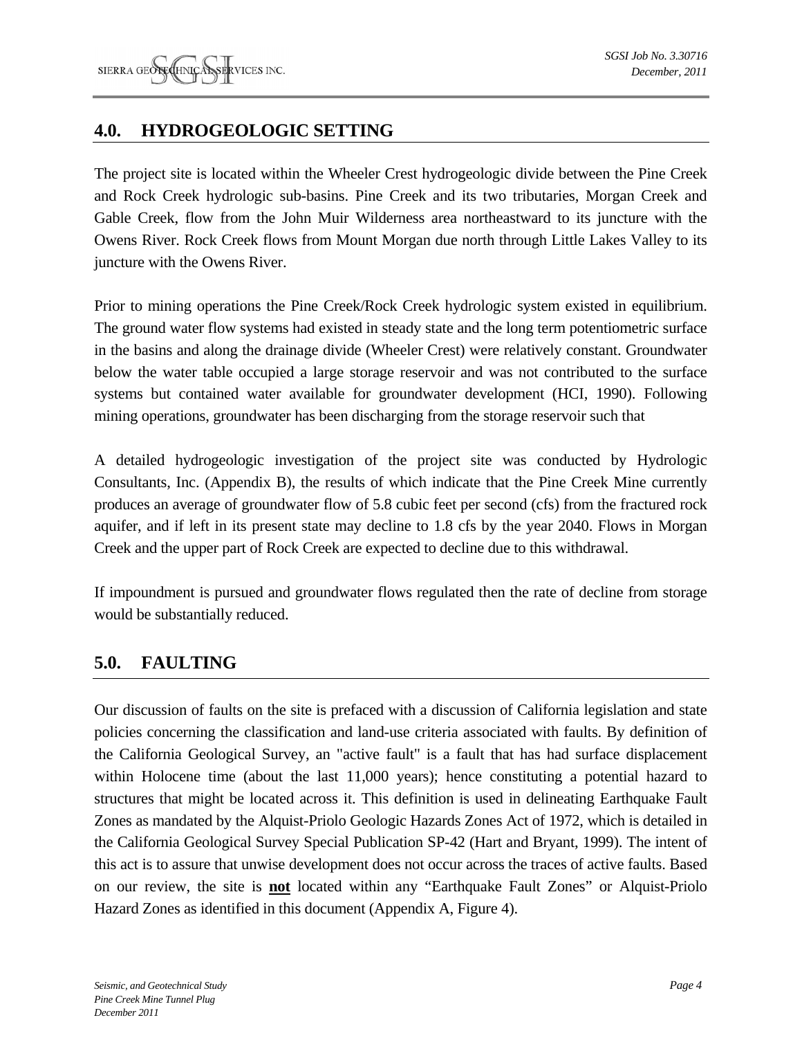## 4.0. HYDROGEOLOGIC SETTING

The project site is located within the Wheeler Crest hydrogeologic divide between the Pine Creek and Rock Creek hydrologic sub-basins. Pine Creek and its two tributaries, Morgan Creek and Gable Creek, flow from the John Muir Wilderness area northeastward to its juncture with the Owens River. Rock Creek flows from Mount Morgan due north through Little Lakes Valley to its juncture with the Owens River.

Prior to mining operations the Pine Creek/Rock Creek hydrologic system existed in equilibrium. The ground water flow systems had existed in steady state and the long term potentiometric surface in the basins and along the drainage divide (Wheeler Crest) were relatively constant. Groundwater below the water table occupied a large storage reservoir and was not contributed to the surface systems but contained water available for groundwater development (HCI, 1990). Following mining operations, groundwater has been discharging from the storage reservoir such that

A detailed hydrogeologic investigation of the project site was conducted by Hydrologic Consultants, Inc. (Appendix B), the results of which indicate that the Pine Creek Mine currently produces an average of groundwater flow of 5.8 cubic feet per second (cfs) from the fractured rock aquifer, and if left in its present state may decline to 1.8 cfs by the year 2040. Flows in Morgan Creek and the upper part of Rock Creek are expected to decline due to this withdrawal.

If impoundment is pursued and groundwater flows regulated then the rate of decline from storage would be substantially reduced.

## 5.0. FAULTING

Our discussion of faults on the site is prefaced with a discussion of California legislation and state policies concerning the classification and land-use criteria associated with faults. By definition of the California Geological Survey, an "active fault" is a fault that has had surface displacement within Holocene time (about the last 11,000 years); hence constituting a potential hazard to structures that might be located across it. This definition is used in delineating Earthquake Fault Zones as mandated by the Alquist-Priolo Geologic Hazards Zones Act of 1972, which is detailed in the California Geological Survey Special Publication SP-42 (Hart and Bryant, 1999). The intent of this act is to assure that unwise development does not occur across the traces of active faults. Based on our review, the site is **not** located within any "Earthquake Fault Zones" or Alquist-Priolo Hazard Zones as identified in this document (Appendix A, Figure 4).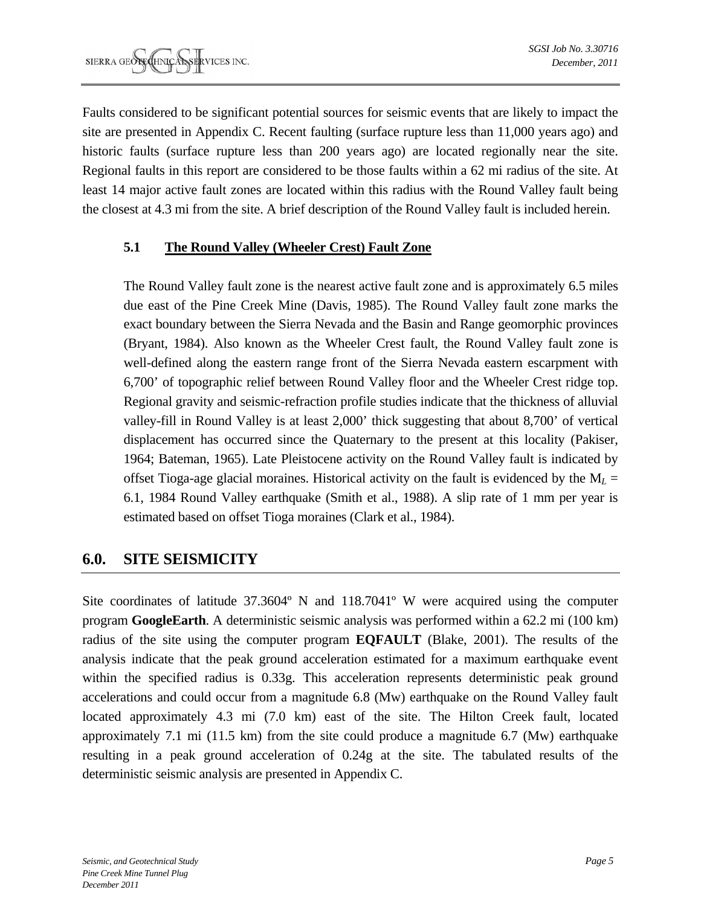Faults considered to be significant potential sources for seismic events that are likely to impact the site are presented in Appendix C. Recent faulting (surface rupture less than 11,000 years ago) and historic faults (surface rupture less than 200 years ago) are located regionally near the site. Regional faults in this report are considered to be those faults within a 62 mi radius of the site. At least 14 major active fault zones are located within this radius with the Round Valley fault being the closest at 4.3 mi from the site. A brief description of the Round Valley fault is included herein.

### 5.1 The Round Valley (Wheeler Crest) Fault Zone

The Round Valley fault zone is the nearest active fault zone and is approximately 6.5 miles due east of the Pine Creek Mine (Davis, 1985). The Round Valley fault zone marks the exact boundary between the Sierra Nevada and the Basin and Range geomorphic provinces (Bryant, 1984). Also known as the Wheeler Crest fault, the Round Valley fault zone is well-defined along the eastern range front of the Sierra Nevada eastern escarpment with 6,700' of topographic relief between Round Valley floor and the Wheeler Crest ridge top. Regional gravity and seismic-refraction profile studies indicate that the thickness of alluvial valley-fill in Round Valley is at least 2,000' thick suggesting that about 8,700' of vertical displacement has occurred since the Quaternary to the present at this locality (Pakiser, 1964; Bateman, 1965). Late Pleistocene activity on the Round Valley fault is indicated by offset Tioga-age glacial moraines. Historical activity on the fault is evidenced by the $M_L$ = 6.1, 1984 Round Valley earthquake (Smith et al., 1988). A slip rate of 1 mm per year is estimated based on offset Tioga moraines (Clark et al., 1984).

## 6.0. SITE SEISMICITY

Site coordinates of latitude 37.3604º N and 118.7041º W were acquired using the computer program **GoogleEarth**. A deterministic seismic analysis was performed within a 62.2 mi (100 km) radius of the site using the computer program **EQFAULT** (Blake, 2001). The results of the analysis indicate that the peak ground acceleration estimated for a maximum earthquake event within the specified radius is 0.33g. This acceleration represents deterministic peak ground accelerations and could occur from a magnitude 6.8 (Mw) earthquake on the Round Valley fault located approximately 4.3 mi (7.0 km) east of the site. The Hilton Creek fault, located approximately 7.1 mi (11.5 km) from the site could produce a magnitude 6.7 (Mw) earthquake resulting in a peak ground acceleration of 0.24g at the site. The tabulated results of the deterministic seismic analysis are presented in Appendix C.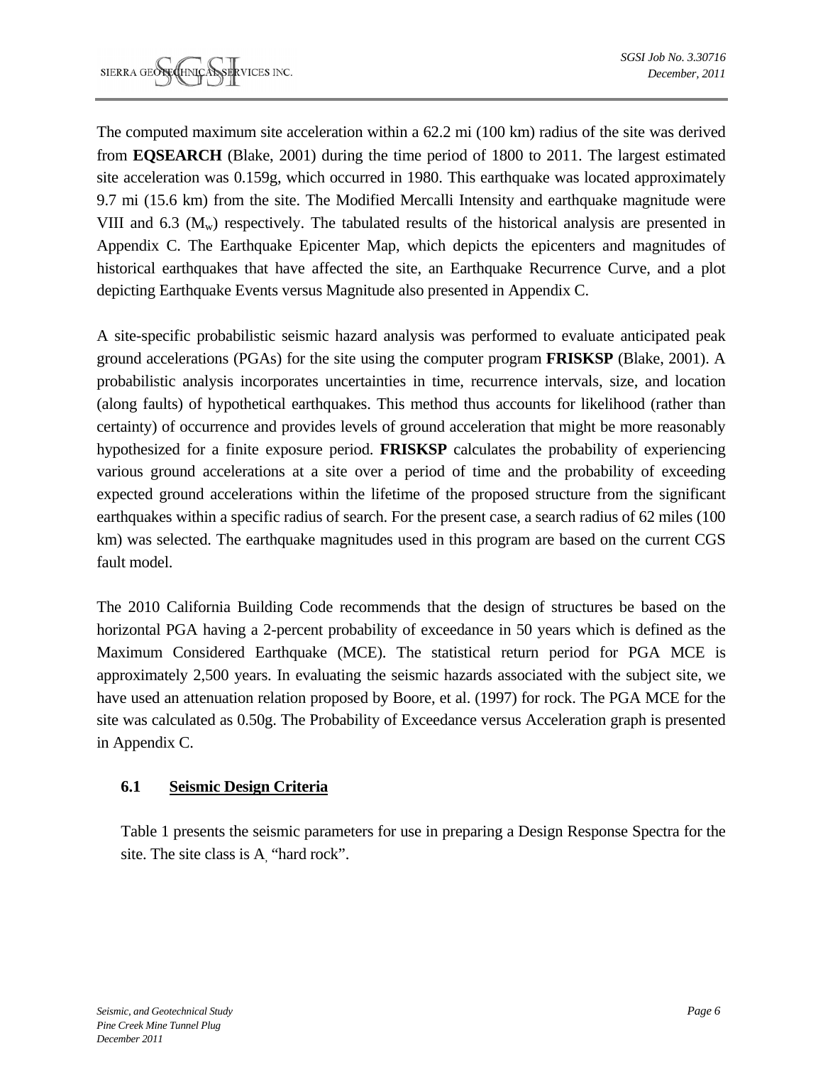The computed maximum site acceleration within a 62.2 mi (100 km) radius of the site was derived from **EQSEARCH** (Blake, 2001) during the time period of 1800 to 2011. The largest estimated site acceleration was 0.159g, which occurred in 1980. This earthquake was located approximately 9.7 mi (15.6 km) from the site. The Modified Mercalli Intensity and earthquake magnitude were VIII and 6.3 ($M_w$) respectively. The tabulated results of the historical analysis are presented in Appendix C. The Earthquake Epicenter Map, which depicts the epicenters and magnitudes of historical earthquakes that have affected the site, an Earthquake Recurrence Curve, and a plot depicting Earthquake Events versus Magnitude also presented in Appendix C.

A site-specific probabilistic seismic hazard analysis was performed to evaluate anticipated peak ground accelerations (PGAs) for the site using the computer program **FRISKSP** (Blake, 2001). A probabilistic analysis incorporates uncertainties in time, recurrence intervals, size, and location (along faults) of hypothetical earthquakes. This method thus accounts for likelihood (rather than certainty) of occurrence and provides levels of ground acceleration that might be more reasonably hypothesized for a finite exposure period. **FRISKSP** calculates the probability of experiencing various ground accelerations at a site over a period of time and the probability of exceeding expected ground accelerations within the lifetime of the proposed structure from the significant earthquakes within a specific radius of search. For the present case, a search radius of 62 miles (100 km) was selected. The earthquake magnitudes used in this program are based on the current CGS fault model.

The 2010 California Building Code recommends that the design of structures be based on the horizontal PGA having a 2-percent probability of exceedance in 50 years which is defined as the Maximum Considered Earthquake (MCE). The statistical return period for PGA MCE is approximately 2,500 years. In evaluating the seismic hazards associated with the subject site, we have used an attenuation relation proposed by Boore, et al. (1997) for rock. The PGA MCE for the site was calculated as 0.50g. The Probability of Exceedance versus Acceleration graph is presented in Appendix C.

### 6.1 Seismic Design Criteria

Table 1 presents the seismic parameters for use in preparing a Design Response Spectra for the site. The site class is A, "hard rock".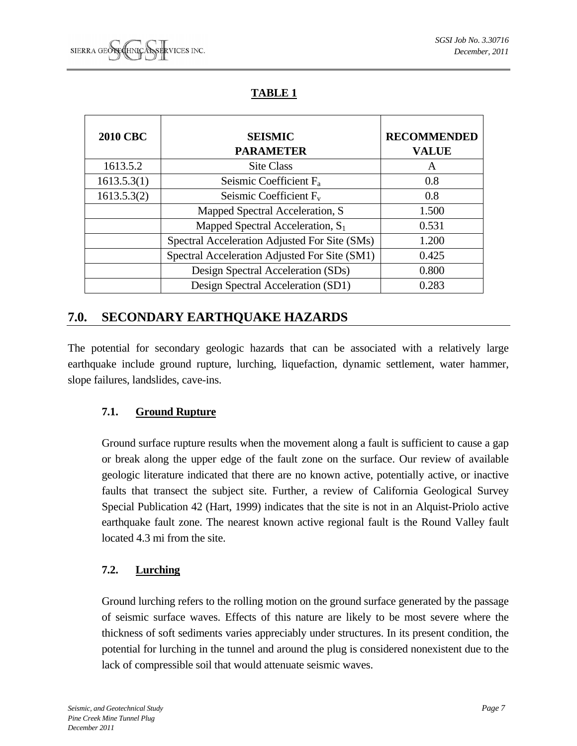**TABLE 1**

| 2010 CBC | SEISMIC PARAMETER | RECOMMENDED VALUE |
|---|---|---|
| 1613.5.2 | Site Class | A |
| 1613.5.3(1) | Seismic Coefficient $F_a$ | 0.8 |
| 1613.5.3(2) | Seismic Coefficient $F_v$ | 0.8 |
| | Mapped Spectral Acceleration, S | 1.500 |
| | Mapped Spectral Acceleration, $S_1$ | 0.531 |
| | Spectral Acceleration Adjusted For Site (SMs) | 1.200 |
| | Spectral Acceleration Adjusted For Site (SM1) | 0.425 |
| | Design Spectral Acceleration (SDs) | 0.800 |
| | Design Spectral Acceleration (SD1) | 0.283 |

## 7.0. SECONDARY EARTHQUAKE HAZARDS

The potential for secondary geologic hazards that can be associated with a relatively large earthquake include ground rupture, lurching, liquefaction, dynamic settlement, water hammer, slope failures, landslides, cave-ins.

### 7.1. Ground Rupture

Ground surface rupture results when the movement along a fault is sufficient to cause a gap or break along the upper edge of the fault zone on the surface. Our review of available geologic literature indicated that there are no known active, potentially active, or inactive faults that transect the subject site. Further, a review of California Geological Survey Special Publication 42 (Hart, 1999) indicates that the site is not in an Alquist-Priolo active earthquake fault zone. The nearest known active regional fault is the Round Valley fault located 4.3 mi from the site.

### 7.2. Lurching

Ground lurching refers to the rolling motion on the ground surface generated by the passage of seismic surface waves. Effects of this nature are likely to be most severe where the thickness of soft sediments varies appreciably under structures. In its present condition, the potential for lurching in the tunnel and around the plug is considered nonexistent due to the lack of compressible soil that would attenuate seismic waves.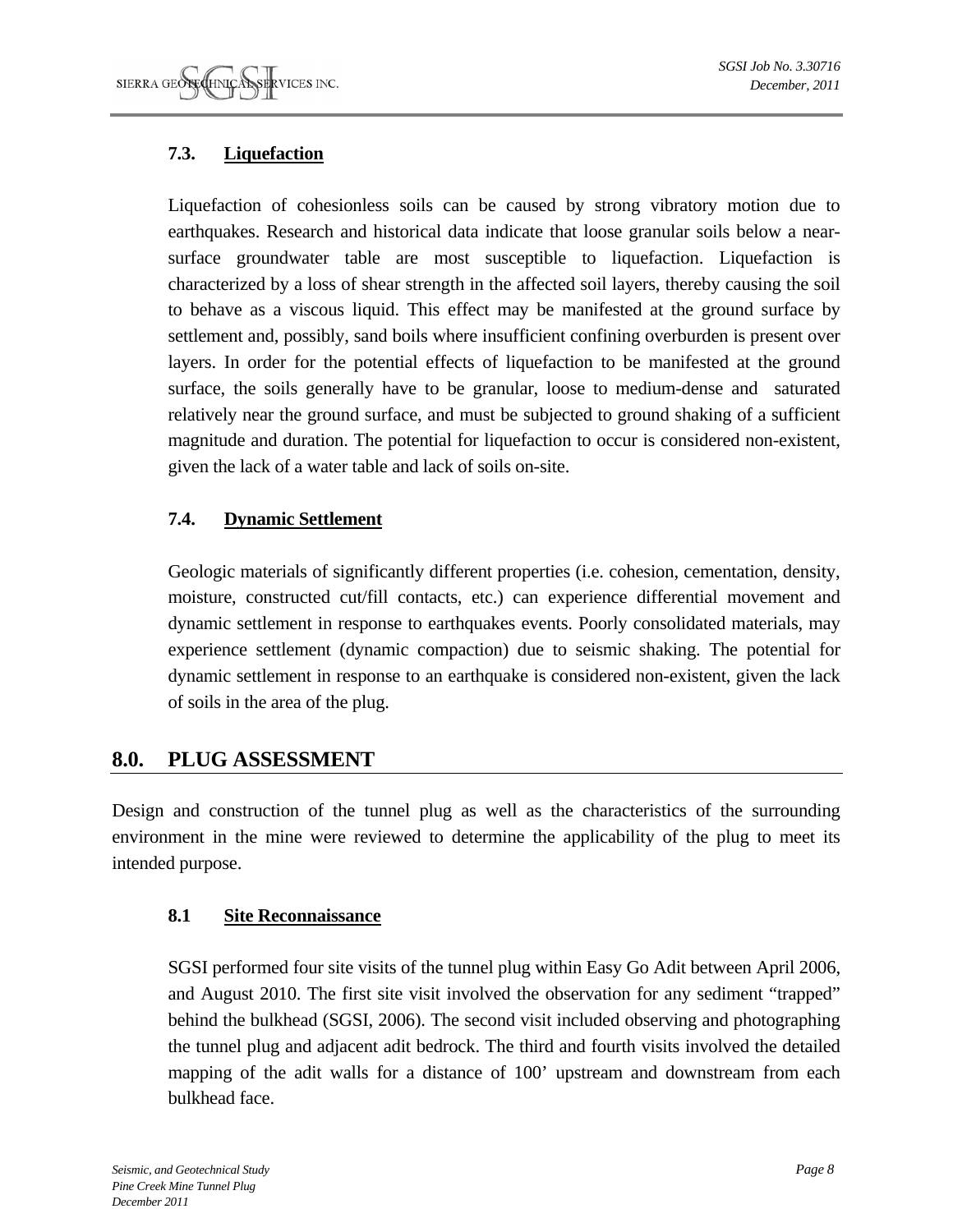### 7.3. Liquefaction

Liquefaction of cohesionless soils can be caused by strong vibratory motion due to earthquakes. Research and historical data indicate that loose granular soils below a near-surface groundwater table are most susceptible to liquefaction. Liquefaction is characterized by a loss of shear strength in the affected soil layers, thereby causing the soil to behave as a viscous liquid. This effect may be manifested at the ground surface by settlement and, possibly, sand boils where insufficient confining overburden is present over layers. In order for the potential effects of liquefaction to be manifested at the ground surface, the soils generally have to be granular, loose to medium-dense and saturated relatively near the ground surface, and must be subjected to ground shaking of a sufficient magnitude and duration. The potential for liquefaction to occur is considered non-existent, given the lack of a water table and lack of soils on-site.

### 7.4. Dynamic Settlement

Geologic materials of significantly different properties (i.e. cohesion, cementation, density, moisture, constructed cut/fill contacts, etc.) can experience differential movement and dynamic settlement in response to earthquakes events. Poorly consolidated materials, may experience settlement (dynamic compaction) due to seismic shaking. The potential for dynamic settlement in response to an earthquake is considered non-existent, given the lack of soils in the area of the plug.

## 8.0. PLUG ASSESSMENT

Design and construction of the tunnel plug as well as the characteristics of the surrounding environment in the mine were reviewed to determine the applicability of the plug to meet its intended purpose.

### 8.1 Site Reconnaissance

SGSI performed four site visits of the tunnel plug within Easy Go Adit between April 2006, and August 2010. The first site visit involved the observation for any sediment "trapped" behind the bulkhead (SGSI, 2006). The second visit included observing and photographing the tunnel plug and adjacent adit bedrock. The third and fourth visits involved the detailed mapping of the adit walls for a distance of 100' upstream and downstream from each bulkhead face.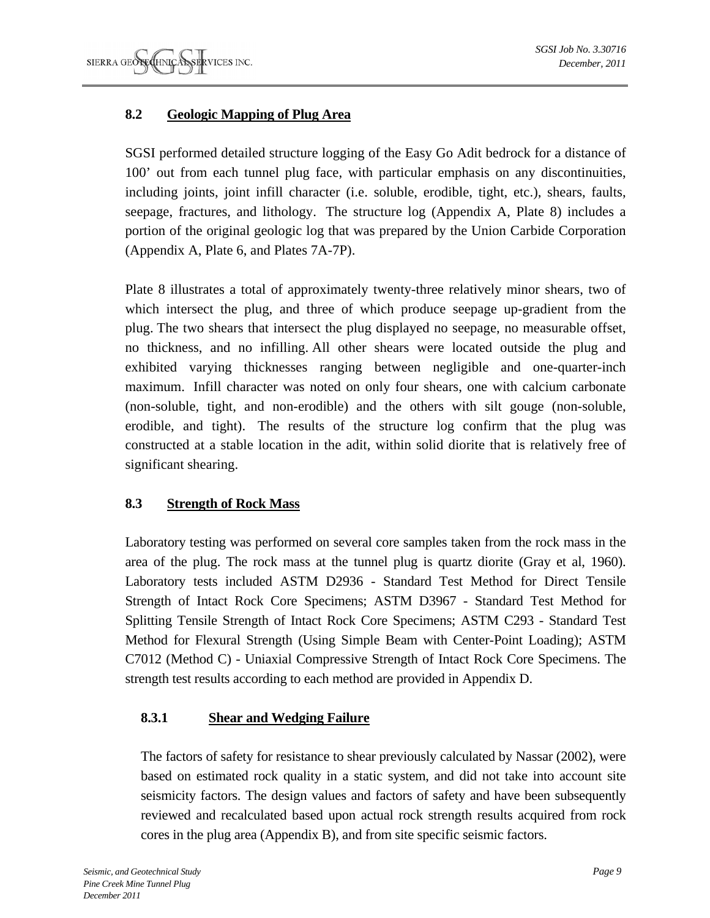## 8.2 Geologic Mapping of Plug Area

SGSI performed detailed structure logging of the Easy Go Adit bedrock for a distance of 100’ out from each tunnel plug face, with particular emphasis on any discontinuities, including joints, joint infill character (i.e. soluble, erodible, tight, etc.), shears, faults, seepage, fractures, and lithology. The structure log (Appendix A, Plate 8) includes a portion of the original geologic log that was prepared by the Union Carbide Corporation (Appendix A, Plate 6, and Plates 7A-7P).

Plate 8 illustrates a total of approximately twenty-three relatively minor shears, two of which intersect the plug, and three of which produce seepage up-gradient from the plug. The two shears that intersect the plug displayed no seepage, no measurable offset, no thickness, and no infilling. All other shears were located outside the plug and exhibited varying thicknesses ranging between negligible and one-quarter-inch maximum. Infill character was noted on only four shears, one with calcium carbonate (non-soluble, tight, and non-erodible) and the others with silt gouge (non-soluble, erodible, and tight). The results of the structure log confirm that the plug was constructed at a stable location in the adit, within solid diorite that is relatively free of significant shearing.

## 8.3 Strength of Rock Mass

Laboratory testing was performed on several core samples taken from the rock mass in the area of the plug. The rock mass at the tunnel plug is quartz diorite (Gray et al, 1960). Laboratory tests included ASTM D2936 - Standard Test Method for Direct Tensile Strength of Intact Rock Core Specimens; ASTM D3967 - Standard Test Method for Splitting Tensile Strength of Intact Rock Core Specimens; ASTM C293 - Standard Test Method for Flexural Strength (Using Simple Beam with Center-Point Loading); ASTM C7012 (Method C) - Uniaxial Compressive Strength of Intact Rock Core Specimens. The strength test results according to each method are provided in Appendix D.

### 8.3.1 Shear and Wedging Failure

The factors of safety for resistance to shear previously calculated by Nassar (2002), were based on estimated rock quality in a static system, and did not take into account site seismicity factors. The design values and factors of safety and have been subsequently reviewed and recalculated based upon actual rock strength results acquired from rock cores in the plug area (Appendix B), and from site specific seismic factors.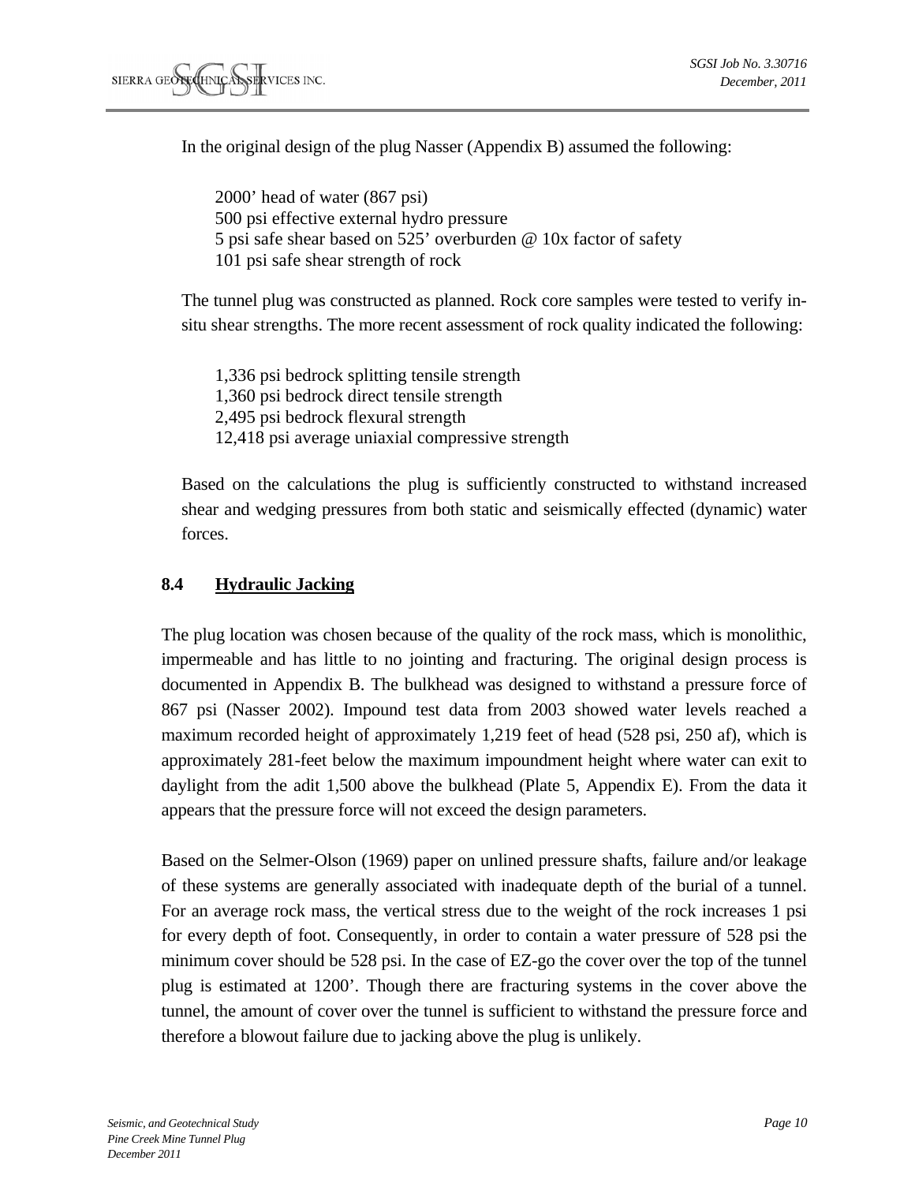In the original design of the plug Nasser (Appendix B) assumed the following:

2000' head of water (867 psi)
500 psi effective external hydro pressure
5 psi safe shear based on 525' overburden @ 10x factor of safety
101 psi safe shear strength of rock

The tunnel plug was constructed as planned. Rock core samples were tested to verify in-situ shear strengths. The more recent assessment of rock quality indicated the following:

1,336 psi bedrock splitting tensile strength
1,360 psi bedrock direct tensile strength
2,495 psi bedrock flexural strength
12,418 psi average uniaxial compressive strength

Based on the calculations the plug is sufficiently constructed to withstand increased shear and wedging pressures from both static and seismically effected (dynamic) water forces.

### 8.4 Hydraulic Jacking

The plug location was chosen because of the quality of the rock mass, which is monolithic, impermeable and has little to no jointing and fracturing. The original design process is documented in Appendix B. The bulkhead was designed to withstand a pressure force of 867 psi (Nasser 2002). Impound test data from 2003 showed water levels reached a maximum recorded height of approximately 1,219 feet of head (528 psi, 250 af), which is approximately 281-feet below the maximum impoundment height where water can exit to daylight from the adit 1,500 above the bulkhead (Plate 5, Appendix E). From the data it appears that the pressure force will not exceed the design parameters.

Based on the Selmer-Olson (1969) paper on unlined pressure shafts, failure and/or leakage of these systems are generally associated with inadequate depth of the burial of a tunnel. For an average rock mass, the vertical stress due to the weight of the rock increases 1 psi for every depth of foot. Consequently, in order to contain a water pressure of 528 psi the minimum cover should be 528 psi. In the case of EZ-go the cover over the top of the tunnel plug is estimated at 1200'. Though there are fracturing systems in the cover above the tunnel, the amount of cover over the tunnel is sufficient to withstand the pressure force and therefore a blowout failure due to jacking above the plug is unlikely.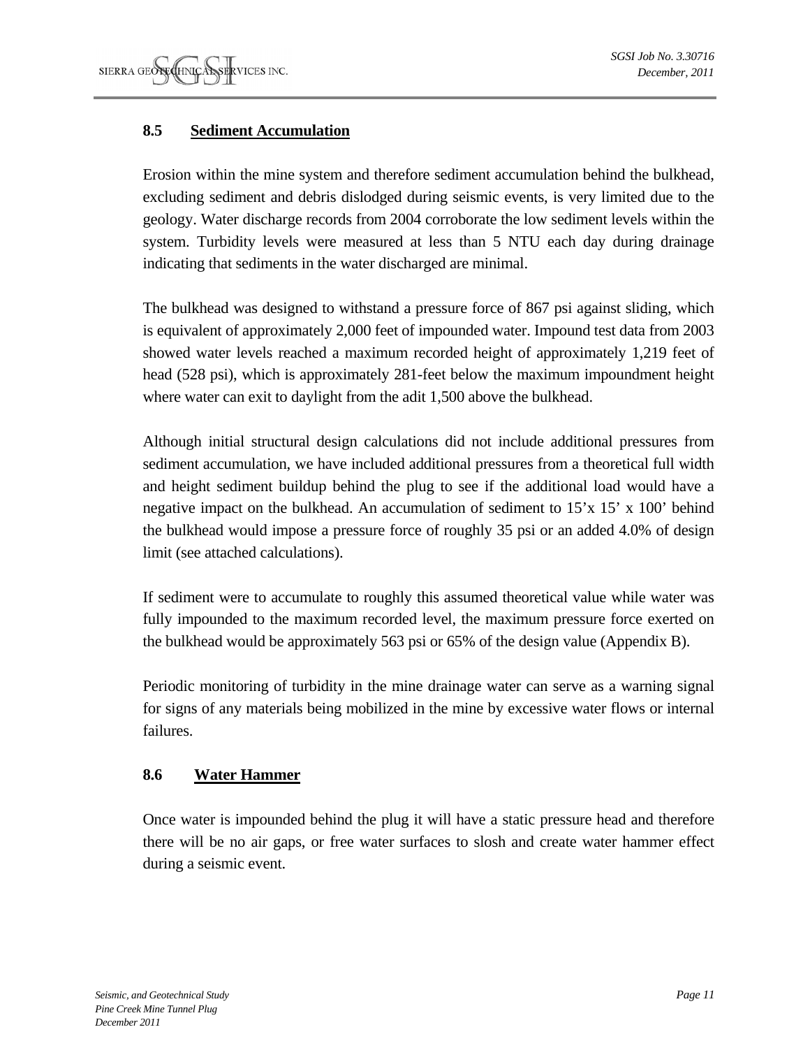### 8.5 Sediment Accumulation

Erosion within the mine system and therefore sediment accumulation behind the bulkhead, excluding sediment and debris dislodged during seismic events, is very limited due to the geology. Water discharge records from 2004 corroborate the low sediment levels within the system. Turbidity levels were measured at less than 5 NTU each day during drainage indicating that sediments in the water discharged are minimal.

The bulkhead was designed to withstand a pressure force of 867 psi against sliding, which is equivalent of approximately 2,000 feet of impounded water. Impound test data from 2003 showed water levels reached a maximum recorded height of approximately 1,219 feet of head (528 psi), which is approximately 281-feet below the maximum impoundment height where water can exit to daylight from the adit 1,500 above the bulkhead.

Although initial structural design calculations did not include additional pressures from sediment accumulation, we have included additional pressures from a theoretical full width and height sediment buildup behind the plug to see if the additional load would have a negative impact on the bulkhead. An accumulation of sediment to 15'x 15' x 100' behind the bulkhead would impose a pressure force of roughly 35 psi or an added 4.0% of design limit (see attached calculations).

If sediment were to accumulate to roughly this assumed theoretical value while water was fully impounded to the maximum recorded level, the maximum pressure force exerted on the bulkhead would be approximately 563 psi or 65% of the design value (Appendix B).

Periodic monitoring of turbidity in the mine drainage water can serve as a warning signal for signs of any materials being mobilized in the mine by excessive water flows or internal failures.

### 8.6 Water Hammer

Once water is impounded behind the plug it will have a static pressure head and therefore there will be no air gaps, or free water surfaces to slosh and create water hammer effect during a seismic event.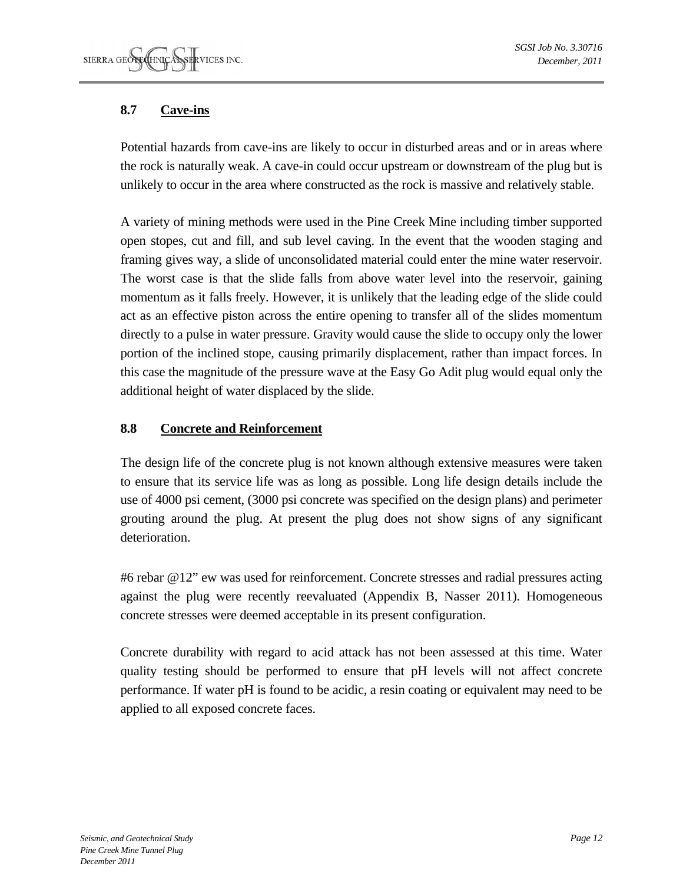### 8.7 Cave-ins

Potential hazards from cave-ins are likely to occur in disturbed areas and or in areas where the rock is naturally weak. A cave-in could occur upstream or downstream of the plug but is unlikely to occur in the area where constructed as the rock is massive and relatively stable.

A variety of mining methods were used in the Pine Creek Mine including timber supported open stopes, cut and fill, and sub level caving. In the event that the wooden staging and framing gives way, a slide of unconsolidated material could enter the mine water reservoir. The worst case is that the slide falls from above water level into the reservoir, gaining momentum as it falls freely. However, it is unlikely that the leading edge of the slide could act as an effective piston across the entire opening to transfer all of the slides momentum directly to a pulse in water pressure. Gravity would cause the slide to occupy only the lower portion of the inclined stope, causing primarily displacement, rather than impact forces. In this case the magnitude of the pressure wave at the Easy Go Adit plug would equal only the additional height of water displaced by the slide.

### 8.8 Concrete and Reinforcement

The design life of the concrete plug is not known although extensive measures were taken to ensure that its service life was as long as possible. Long life design details include the use of 4000 psi cement, (3000 psi concrete was specified on the design plans) and perimeter grouting around the plug. At present the plug does not show signs of any significant deterioration.

#6 rebar @12" ew was used for reinforcement. Concrete stresses and radial pressures acting against the plug were recently reevaluated (Appendix B, Nasser 2011). Homogeneous concrete stresses were deemed acceptable in its present configuration.

Concrete durability with regard to acid attack has not been assessed at this time. Water quality testing should be performed to ensure that pH levels will not affect concrete performance. If water pH is found to be acidic, a resin coating or equivalent may need to be applied to all exposed concrete faces.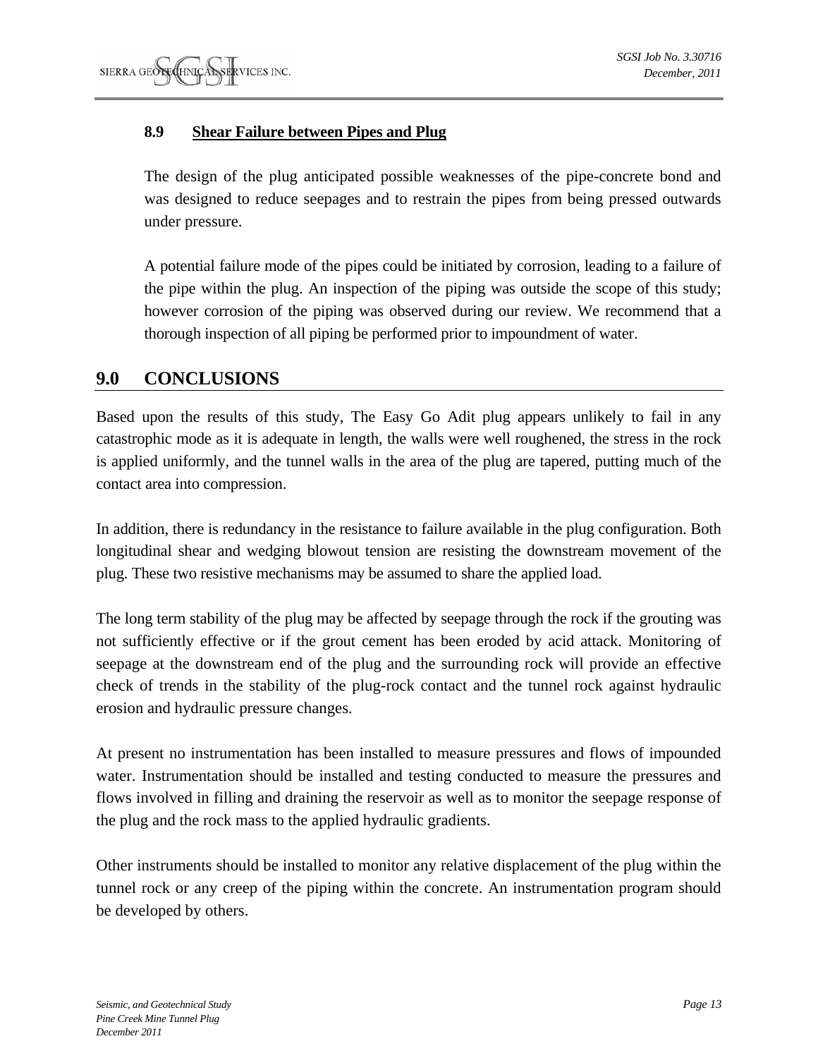### 8.9 Shear Failure between Pipes and Plug

The design of the plug anticipated possible weaknesses of the pipe-concrete bond and was designed to reduce seepages and to restrain the pipes from being pressed outwards under pressure.

A potential failure mode of the pipes could be initiated by corrosion, leading to a failure of the pipe within the plug. An inspection of the piping was outside the scope of this study; however corrosion of the piping was observed during our review. We recommend that a thorough inspection of all piping be performed prior to impoundment of water.

## 9.0 CONCLUSIONS

Based upon the results of this study, The Easy Go Adit plug appears unlikely to fail in any catastrophic mode as it is adequate in length, the walls were well roughened, the stress in the rock is applied uniformly, and the tunnel walls in the area of the plug are tapered, putting much of the contact area into compression.

In addition, there is redundancy in the resistance to failure available in the plug configuration. Both longitudinal shear and wedging blowout tension are resisting the downstream movement of the plug. These two resistive mechanisms may be assumed to share the applied load.

The long term stability of the plug may be affected by seepage through the rock if the grouting was not sufficiently effective or if the grout cement has been eroded by acid attack. Monitoring of seepage at the downstream end of the plug and the surrounding rock will provide an effective check of trends in the stability of the plug-rock contact and the tunnel rock against hydraulic erosion and hydraulic pressure changes.

At present no instrumentation has been installed to measure pressures and flows of impounded water. Instrumentation should be installed and testing conducted to measure the pressures and flows involved in filling and draining the reservoir as well as to monitor the seepage response of the plug and the rock mass to the applied hydraulic gradients.

Other instruments should be installed to monitor any relative displacement of the plug within the tunnel rock or any creep of the piping within the concrete. An instrumentation program should be developed by others.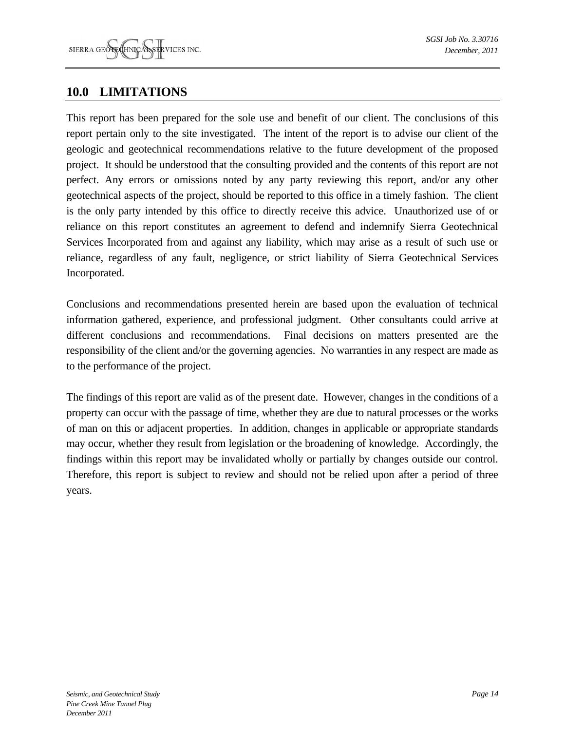## 10.0 LIMITATIONS

This report has been prepared for the sole use and benefit of our client. The conclusions of this report pertain only to the site investigated. The intent of the report is to advise our client of the geologic and geotechnical recommendations relative to the future development of the proposed project. It should be understood that the consulting provided and the contents of this report are not perfect. Any errors or omissions noted by any party reviewing this report, and/or any other geotechnical aspects of the project, should be reported to this office in a timely fashion. The client is the only party intended by this office to directly receive this advice. Unauthorized use of or reliance on this report constitutes an agreement to defend and indemnify Sierra Geotechnical Services Incorporated from and against any liability, which may arise as a result of such use or reliance, regardless of any fault, negligence, or strict liability of Sierra Geotechnical Services Incorporated.

Conclusions and recommendations presented herein are based upon the evaluation of technical information gathered, experience, and professional judgment. Other consultants could arrive at different conclusions and recommendations. Final decisions on matters presented are the responsibility of the client and/or the governing agencies. No warranties in any respect are made as to the performance of the project.

The findings of this report are valid as of the present date. However, changes in the conditions of a property can occur with the passage of time, whether they are due to natural processes or the works of man on this or adjacent properties. In addition, changes in applicable or appropriate standards may occur, whether they result from legislation or the broadening of knowledge. Accordingly, the findings within this report may be invalidated wholly or partially by changes outside our control. Therefore, this report is subject to review and should not be relied upon after a period of three years.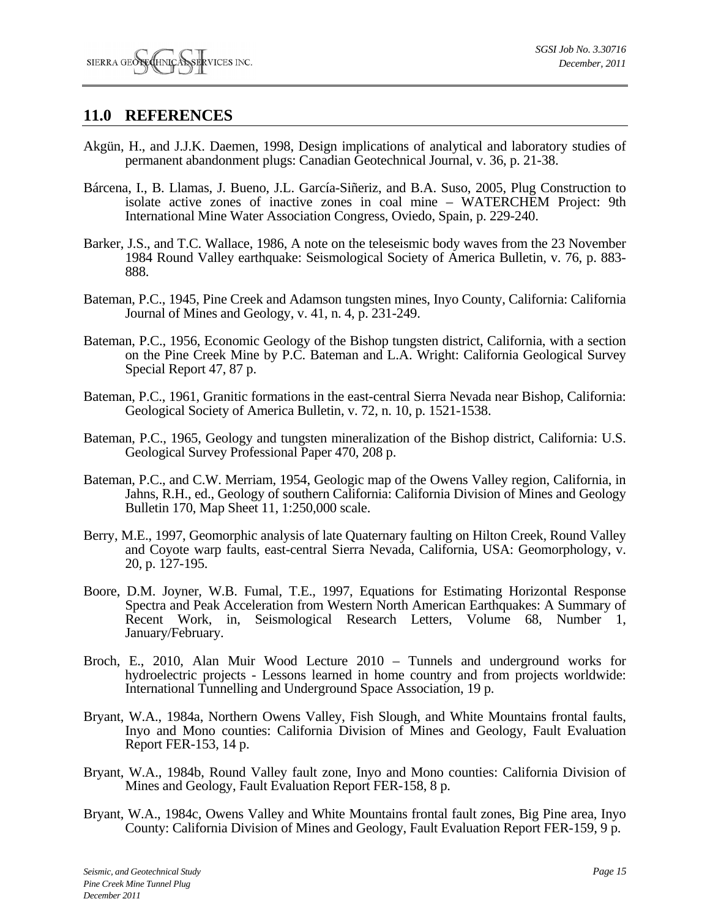## 11.0 REFERENCES

Akgün, H., and J.J.K. Daemen, 1998, Design implications of analytical and laboratory studies of permanent abandonment plugs: Canadian Geotechnical Journal, v. 36, p. 21-38.

Bárcena, I., B. Llamas, J. Bueno, J.L. García-Siñeriz, and B.A. Suso, 2005, Plug Construction to isolate active zones of inactive zones in coal mine – WATERCHEM Project: 9th International Mine Water Association Congress, Oviedo, Spain, p. 229-240.

Barker, J.S., and T.C. Wallace, 1986, A note on the teleseismic body waves from the 23 November 1984 Round Valley earthquake: Seismological Society of America Bulletin, v. 76, p. 883-888.

Bateman, P.C., 1945, Pine Creek and Adamson tungsten mines, Inyo County, California: California Journal of Mines and Geology, v. 41, n. 4, p. 231-249.

Bateman, P.C., 1956, Economic Geology of the Bishop tungsten district, California, with a section on the Pine Creek Mine by P.C. Bateman and L.A. Wright: California Geological Survey Special Report 47, 87 p.

Bateman, P.C., 1961, Granitic formations in the east-central Sierra Nevada near Bishop, California: Geological Society of America Bulletin, v. 72, n. 10, p. 1521-1538.

Bateman, P.C., 1965, Geology and tungsten mineralization of the Bishop district, California: U.S. Geological Survey Professional Paper 470, 208 p.

Bateman, P.C., and C.W. Merriam, 1954, Geologic map of the Owens Valley region, California, in Jahns, R.H., ed., Geology of southern California: California Division of Mines and Geology Bulletin 170, Map Sheet 11, 1:250,000 scale.

Berry, M.E., 1997, Geomorphic analysis of late Quaternary faulting on Hilton Creek, Round Valley and Coyote warp faults, east-central Sierra Nevada, California, USA: Geomorphology, v. 20, p. 127-195.

Boore, D.M. Joyner, W.B. Fumal, T.E., 1997, Equations for Estimating Horizontal Response Spectra and Peak Acceleration from Western North American Earthquakes: A Summary of Recent Work, in, Seismological Research Letters, Volume 68, Number 1, January/February.

Broch, E., 2010, Alan Muir Wood Lecture 2010 – Tunnels and underground works for hydroelectric projects - Lessons learned in home country and from projects worldwide: International Tunnelling and Underground Space Association, 19 p.

Bryant, W.A., 1984a, Northern Owens Valley, Fish Slough, and White Mountains frontal faults, Inyo and Mono counties: California Division of Mines and Geology, Fault Evaluation Report FER-153, 14 p.

Bryant, W.A., 1984b, Round Valley fault zone, Inyo and Mono counties: California Division of Mines and Geology, Fault Evaluation Report FER-158, 8 p.

Bryant, W.A., 1984c, Owens Valley and White Mountains frontal fault zones, Big Pine area, Inyo County: California Division of Mines and Geology, Fault Evaluation Report FER-159, 9 p.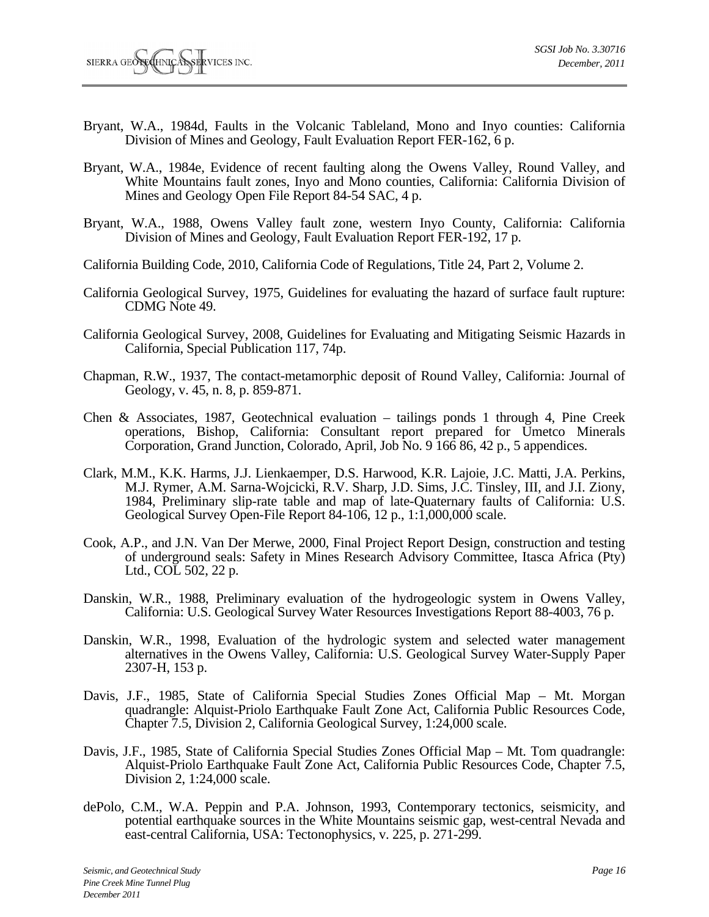Bryant, W.A., 1984d, Faults in the Volcanic Tableland, Mono and Inyo counties: California Division of Mines and Geology, Fault Evaluation Report FER-162, 6 p.

Bryant, W.A., 1984e, Evidence of recent faulting along the Owens Valley, Round Valley, and White Mountains fault zones, Inyo and Mono counties, California: California Division of Mines and Geology Open File Report 84-54 SAC, 4 p.

Bryant, W.A., 1988, Owens Valley fault zone, western Inyo County, California: California Division of Mines and Geology, Fault Evaluation Report FER-192, 17 p.

California Building Code, 2010, California Code of Regulations, Title 24, Part 2, Volume 2.

California Geological Survey, 1975, Guidelines for evaluating the hazard of surface fault rupture: CDMG Note 49.

California Geological Survey, 2008, Guidelines for Evaluating and Mitigating Seismic Hazards in California, Special Publication 117, 74p.

Chapman, R.W., 1937, The contact-metamorphic deposit of Round Valley, California: Journal of Geology, v. 45, n. 8, p. 859-871.

Chen & Associates, 1987, Geotechnical evaluation – tailings ponds 1 through 4, Pine Creek operations, Bishop, California: Consultant report prepared for Umetco Minerals Corporation, Grand Junction, Colorado, April, Job No. 9 166 86, 42 p., 5 appendices.

Clark, M.M., K.K. Harms, J.J. Lienkaemper, D.S. Harwood, K.R. Lajoie, J.C. Matti, J.A. Perkins, M.J. Rymer, A.M. Sarna-Wojcicki, R.V. Sharp, J.D. Sims, J.C. Tinsley, III, and J.I. Ziony, 1984, Preliminary slip-rate table and map of late-Quaternary faults of California: U.S. Geological Survey Open-File Report 84-106, 12 p., 1:1,000,000 scale.

Cook, A.P., and J.N. Van Der Merwe, 2000, Final Project Report Design, construction and testing of underground seals: Safety in Mines Research Advisory Committee, Itasca Africa (Pty) Ltd., COL 502, 22 p.

Danskin, W.R., 1988, Preliminary evaluation of the hydrogeologic system in Owens Valley, California: U.S. Geological Survey Water Resources Investigations Report 88-4003, 76 p.

Danskin, W.R., 1998, Evaluation of the hydrologic system and selected water management alternatives in the Owens Valley, California: U.S. Geological Survey Water-Supply Paper 2307-H, 153 p.

Davis, J.F., 1985, State of California Special Studies Zones Official Map – Mt. Morgan quadrangle: Alquist-Priolo Earthquake Fault Zone Act, California Public Resources Code, Chapter 7.5, Division 2, California Geological Survey, 1:24,000 scale.

Davis, J.F., 1985, State of California Special Studies Zones Official Map – Mt. Tom quadrangle: Alquist-Priolo Earthquake Fault Zone Act, California Public Resources Code, Chapter 7.5, Division 2, 1:24,000 scale.

dePolo, C.M., W.A. Peppin and P.A. Johnson, 1993, Contemporary tectonics, seismicity, and potential earthquake sources in the White Mountains seismic gap, west-central Nevada and east-central California, USA: Tectonophysics, v. 225, p. 271-299.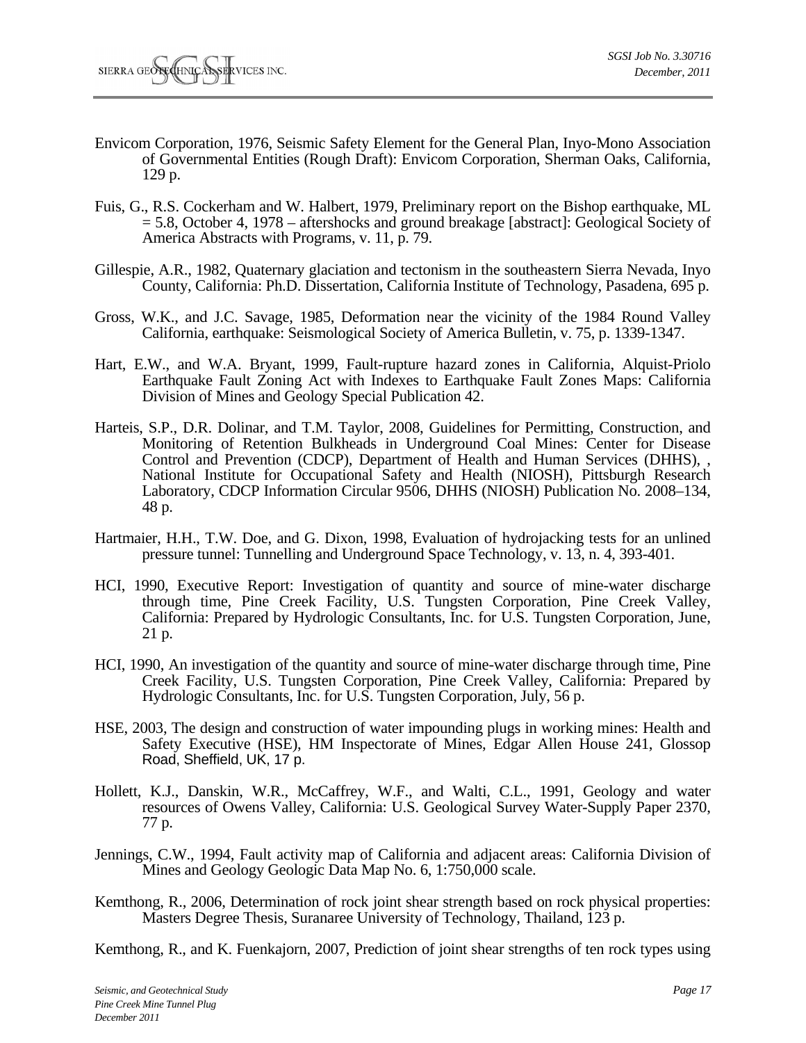Envicom Corporation, 1976, Seismic Safety Element for the General Plan, Inyo-Mono Association of Governmental Entities (Rough Draft): Envicom Corporation, Sherman Oaks, California, 129 p.

Fuis, G., R.S. Cockerham and W. Halbert, 1979, Preliminary report on the Bishop earthquake, ML = 5.8, October 4, 1978 – aftershocks and ground breakage [abstract]: Geological Society of America Abstracts with Programs, v. 11, p. 79.

Gillespie, A.R., 1982, Quaternary glaciation and tectonism in the southeastern Sierra Nevada, Inyo County, California: Ph.D. Dissertation, California Institute of Technology, Pasadena, 695 p.

Gross, W.K., and J.C. Savage, 1985, Deformation near the vicinity of the 1984 Round Valley California, earthquake: Seismological Society of America Bulletin, v. 75, p. 1339-1347.

Hart, E.W., and W.A. Bryant, 1999, Fault-rupture hazard zones in California, Alquist-Priolo Earthquake Fault Zoning Act with Indexes to Earthquake Fault Zones Maps: California Division of Mines and Geology Special Publication 42.

Harteis, S.P., D.R. Dolinar, and T.M. Taylor, 2008, Guidelines for Permitting, Construction, and Monitoring of Retention Bulkheads in Underground Coal Mines: Center for Disease Control and Prevention (CDCP), Department of Health and Human Services (DHHS), , National Institute for Occupational Safety and Health (NIOSH), Pittsburgh Research Laboratory, CDCP Information Circular 9506, DHHS (NIOSH) Publication No. 2008–134, 48 p.

Hartmaier, H.H., T.W. Doe, and G. Dixon, 1998, Evaluation of hydrojacking tests for an unlined pressure tunnel: Tunnelling and Underground Space Technology, v. 13, n. 4, 393-401.

HCI, 1990, Executive Report: Investigation of quantity and source of mine-water discharge through time, Pine Creek Facility, U.S. Tungsten Corporation, Pine Creek Valley, California: Prepared by Hydrologic Consultants, Inc. for U.S. Tungsten Corporation, June, 21 p.

HCI, 1990, An investigation of the quantity and source of mine-water discharge through time, Pine Creek Facility, U.S. Tungsten Corporation, Pine Creek Valley, California: Prepared by Hydrologic Consultants, Inc. for U.S. Tungsten Corporation, July, 56 p.

HSE, 2003, The design and construction of water impounding plugs in working mines: Health and Safety Executive (HSE), HM Inspectorate of Mines, Edgar Allen House 241, Glossop Road, Sheffield, UK, 17 p.

Hollett, K.J., Danskin, W.R., McCaffrey, W.F., and Walti, C.L., 1991, Geology and water resources of Owens Valley, California: U.S. Geological Survey Water-Supply Paper 2370, 77 p.

Jennings, C.W., 1994, Fault activity map of California and adjacent areas: California Division of Mines and Geology Geologic Data Map No. 6, 1:750,000 scale.

Kemthong, R., 2006, Determination of rock joint shear strength based on rock physical properties: Masters Degree Thesis, Suranaree University of Technology, Thailand, 123 p.

Kemthong, R., and K. Fuenkajorn, 2007, Prediction of joint shear strengths of ten rock types using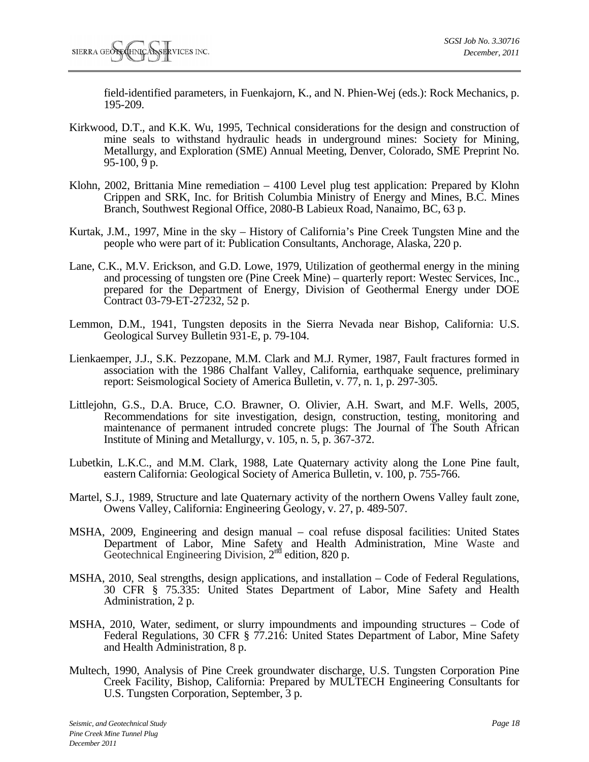field-identified parameters, in Fuenkajorn, K., and N. Phien-Wej (eds.): Rock Mechanics, p. 195-209.

Kirkwood, D.T., and K.K. Wu, 1995, Technical considerations for the design and construction of mine seals to withstand hydraulic heads in underground mines: Society for Mining, Metallurgy, and Exploration (SME) Annual Meeting, Denver, Colorado, SME Preprint No. 95-100, 9 p.

Klohn, 2002, Brittania Mine remediation – 4100 Level plug test application: Prepared by Klohn Crippen and SRK, Inc. for British Columbia Ministry of Energy and Mines, B.C. Mines Branch, Southwest Regional Office, 2080-B Labieux Road, Nanaimo, BC, 63 p.

Kurtak, J.M., 1997, Mine in the sky – History of California's Pine Creek Tungsten Mine and the people who were part of it: Publication Consultants, Anchorage, Alaska, 220 p.

Lane, C.K., M.V. Erickson, and G.D. Lowe, 1979, Utilization of geothermal energy in the mining and processing of tungsten ore (Pine Creek Mine) – quarterly report: Westec Services, Inc., prepared for the Department of Energy, Division of Geothermal Energy under DOE Contract 03-79-ET-27232, 52 p.

Lemmon, D.M., 1941, Tungsten deposits in the Sierra Nevada near Bishop, California: U.S. Geological Survey Bulletin 931-E, p. 79-104.

Lienkaemper, J.J., S.K. Pezzopane, M.M. Clark and M.J. Rymer, 1987, Fault fractures formed in association with the 1986 Chalfant Valley, California, earthquake sequence, preliminary report: Seismological Society of America Bulletin, v. 77, n. 1, p. 297-305.

Littlejohn, G.S., D.A. Bruce, C.O. Brawner, O. Olivier, A.H. Swart, and M.F. Wells, 2005, Recommendations for site investigation, design, construction, testing, monitoring and maintenance of permanent intruded concrete plugs: The Journal of The South African Institute of Mining and Metallurgy, v. 105, n. 5, p. 367-372.

Lubetkin, L.K.C., and M.M. Clark, 1988, Late Quaternary activity along the Lone Pine fault, eastern California: Geological Society of America Bulletin, v. 100, p. 755-766.

Martel, S.J., 1989, Structure and late Quaternary activity of the northern Owens Valley fault zone, Owens Valley, California: Engineering Geology, v. 27, p. 489-507.

MSHA, 2009, Engineering and design manual – coal refuse disposal facilities: United States Department of Labor, Mine Safety and Health Administration, Mine Waste and Geotechnical Engineering Division, 2nd edition, 820 p.

MSHA, 2010, Seal strengths, design applications, and installation – Code of Federal Regulations, 30 CFR § 75.335: United States Department of Labor, Mine Safety and Health Administration, 2 p.

MSHA, 2010, Water, sediment, or slurry impoundments and impounding structures – Code of Federal Regulations, 30 CFR § 77.216: United States Department of Labor, Mine Safety and Health Administration, 8 p.

Multech, 1990, Analysis of Pine Creek groundwater discharge, U.S. Tungsten Corporation Pine Creek Facility, Bishop, California: Prepared by MULTECH Engineering Consultants for U.S. Tungsten Corporation, September, 3 p.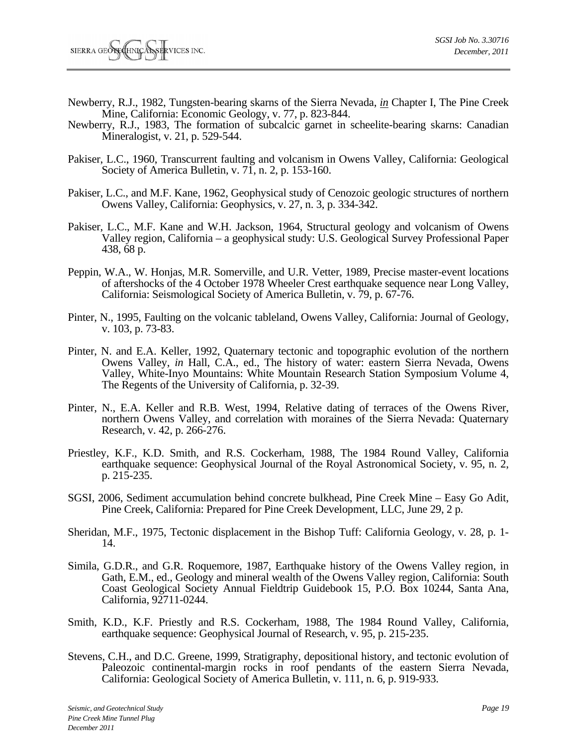Newberry, R.J., 1982, Tungsten-bearing skarns of the Sierra Nevada, *in* Chapter I, The Pine Creek Mine, California: Economic Geology, v. 77, p. 823-844.

Newberry, R.J., 1983, The formation of subcalcic garnet in scheelite-bearing skarns: Canadian Mineralogist, v. 21, p. 529-544.

Pakiser, L.C., 1960, Transcurrent faulting and volcanism in Owens Valley, California: Geological Society of America Bulletin, v. 71, n. 2, p. 153-160.

Pakiser, L.C., and M.F. Kane, 1962, Geophysical study of Cenozoic geologic structures of northern Owens Valley, California: Geophysics, v. 27, n. 3, p. 334-342.

Pakiser, L.C., M.F. Kane and W.H. Jackson, 1964, Structural geology and volcanism of Owens Valley region, California – a geophysical study: U.S. Geological Survey Professional Paper 438, 68 p.

Peppin, W.A., W. Honjas, M.R. Somerville, and U.R. Vetter, 1989, Precise master-event locations of aftershocks of the 4 October 1978 Wheeler Crest earthquake sequence near Long Valley, California: Seismological Society of America Bulletin, v. 79, p. 67-76.

Pinter, N., 1995, Faulting on the volcanic tableland, Owens Valley, California: Journal of Geology, v. 103, p. 73-83.

Pinter, N. and E.A. Keller, 1992, Quaternary tectonic and topographic evolution of the northern Owens Valley, *in* Hall, C.A., ed., The history of water: eastern Sierra Nevada, Owens Valley, White-Inyo Mountains: White Mountain Research Station Symposium Volume 4, The Regents of the University of California, p. 32-39.

Pinter, N., E.A. Keller and R.B. West, 1994, Relative dating of terraces of the Owens River, northern Owens Valley, and correlation with moraines of the Sierra Nevada: Quaternary Research, v. 42, p. 266-276.

Priestley, K.F., K.D. Smith, and R.S. Cockerham, 1988, The 1984 Round Valley, California earthquake sequence: Geophysical Journal of the Royal Astronomical Society, v. 95, n. 2, p. 215-235.

SGSI, 2006, Sediment accumulation behind concrete bulkhead, Pine Creek Mine – Easy Go Adit, Pine Creek, California: Prepared for Pine Creek Development, LLC, June 29, 2 p.

Sheridan, M.F., 1975, Tectonic displacement in the Bishop Tuff: California Geology, v. 28, p. 1-14.

Simila, G.D.R., and G.R. Roquemore, 1987, Earthquake history of the Owens Valley region, in Gath, E.M., ed., Geology and mineral wealth of the Owens Valley region, California: South Coast Geological Society Annual Fieldtrip Guidebook 15, P.O. Box 10244, Santa Ana, California, 92711-0244.

Smith, K.D., K.F. Priestly and R.S. Cockerham, 1988, The 1984 Round Valley, California, earthquake sequence: Geophysical Journal of Research, v. 95, p. 215-235.

Stevens, C.H., and D.C. Greene, 1999, Stratigraphy, depositional history, and tectonic evolution of Paleozoic continental-margin rocks in roof pendants of the eastern Sierra Nevada, California: Geological Society of America Bulletin, v. 111, n. 6, p. 919-933.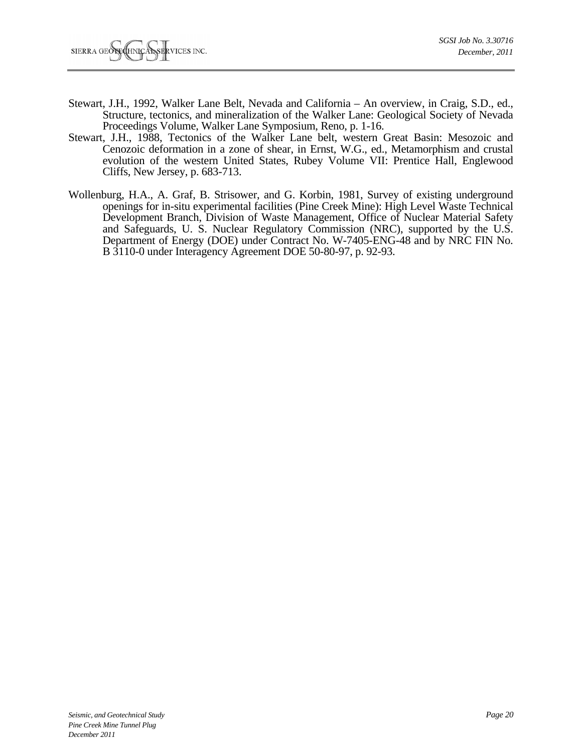Stewart, J.H., 1992, Walker Lane Belt, Nevada and California – An overview, in Craig, S.D., ed., Structure, tectonics, and mineralization of the Walker Lane: Geological Society of Nevada Proceedings Volume, Walker Lane Symposium, Reno, p. 1-16.

Stewart, J.H., 1988, Tectonics of the Walker Lane belt, western Great Basin: Mesozoic and Cenozoic deformation in a zone of shear, in Ernst, W.G., ed., Metamorphism and crustal evolution of the western United States, Rubey Volume VII: Prentice Hall, Englewood Cliffs, New Jersey, p. 683-713.

Wollenburg, H.A., A. Graf, B. Strisower, and G. Korbin, 1981, Survey of existing underground openings for in-situ experimental facilities (Pine Creek Mine): High Level Waste Technical Development Branch, Division of Waste Management, Office of Nuclear Material Safety and Safeguards, U. S. Nuclear Regulatory Commission (NRC), supported by the U.S. Department of Energy (DOE) under Contract No. W-7405-ENG-48 and by NRC FIN No. B 3110-0 under Interagency Agreement DOE 50-80-97, p. 92-93.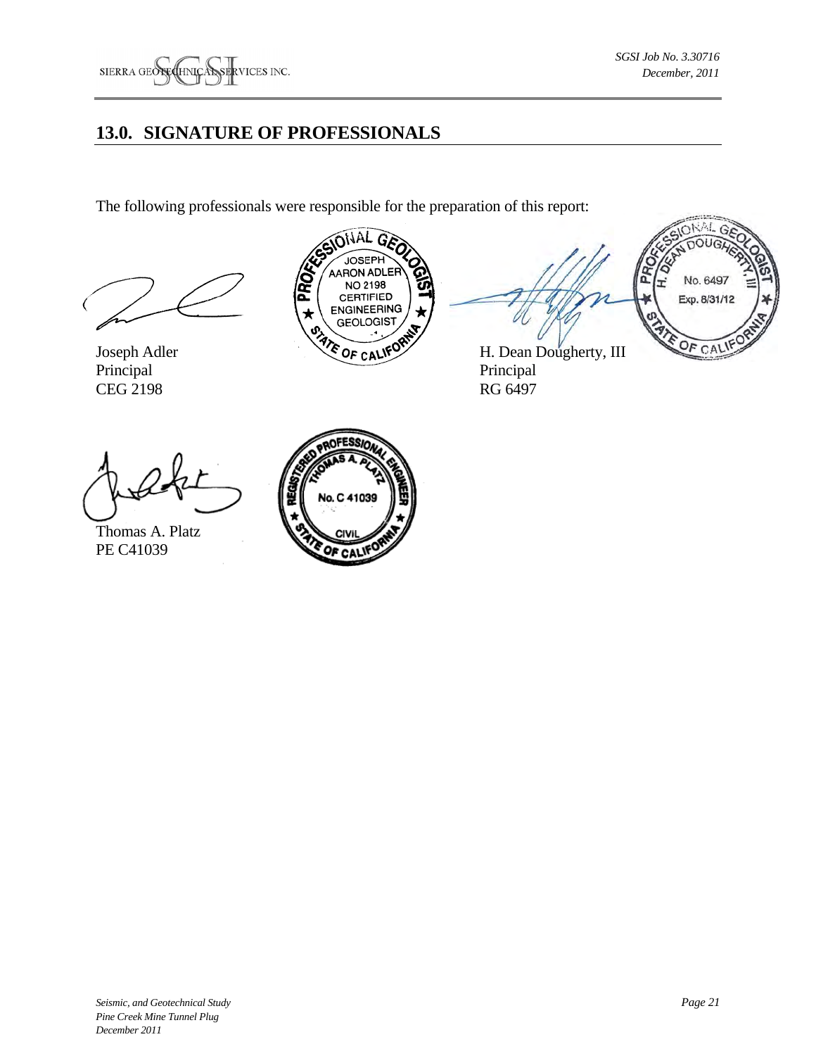## 13.0. SIGNATURE OF PROFESSIONALS

The following professionals were responsible for the preparation of this report:

Joseph Adler
Principal
CEG 2198

H. Dean Dougherty, III
Principal
RG 6497

Thomas A. Platz
PE C41039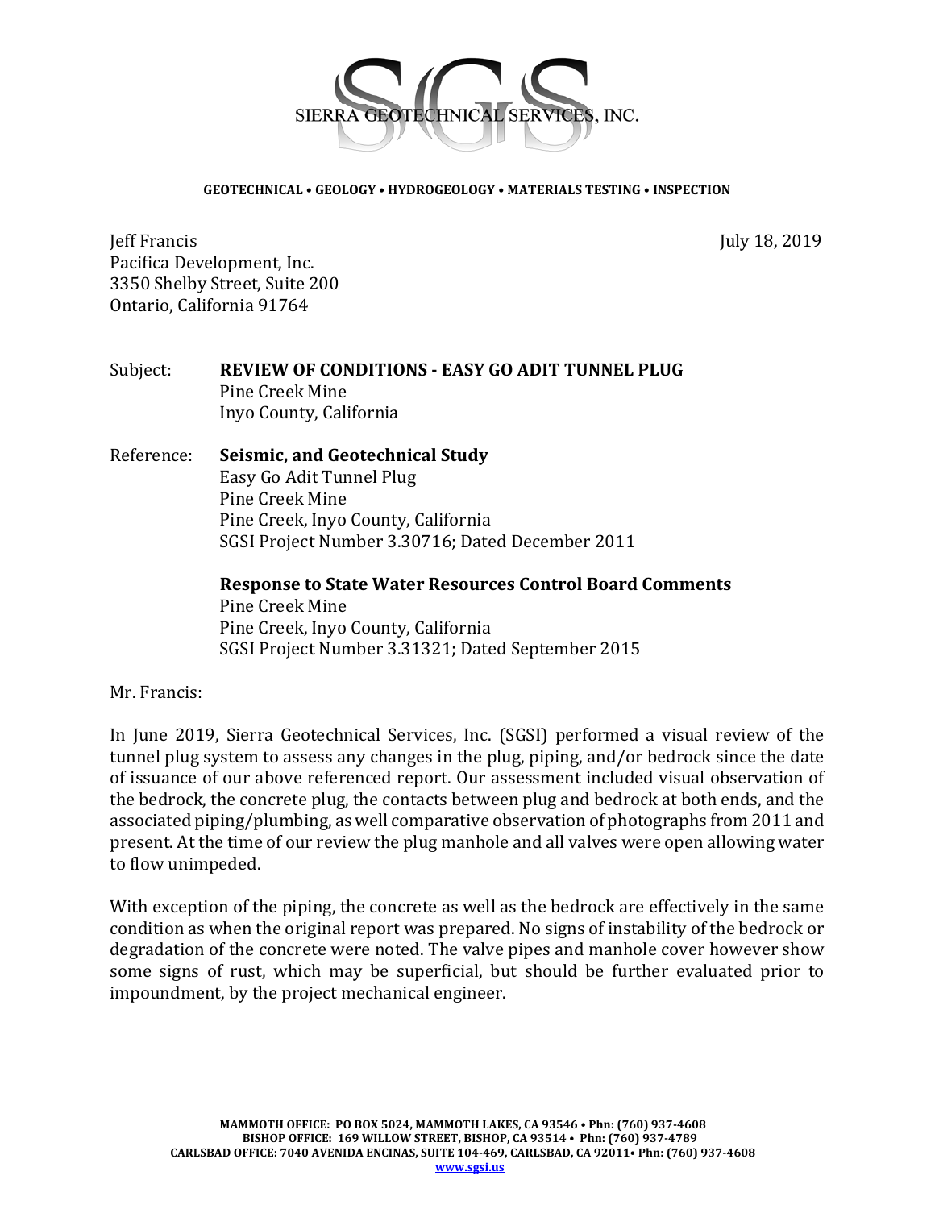SIERRA GEOTECHNICAL SERVICES, INC.

**GEOTECHNICAL • GEOLOGY • HYDROGEOLOGY • MATERIALS TESTING • INSPECTION**

Jeff Francis
Pacifica Development, Inc.
3350 Shelby Street, Suite 200
Ontario, California 91764

July 18, 2019

Subject: **REVIEW OF CONDITIONS - EASY GO ADIT TUNNEL PLUG**
Pine Creek Mine
Inyo County, California

Reference: **Seismic, and Geotechnical Study**
Easy Go Adit Tunnel Plug
Pine Creek Mine
Pine Creek, Inyo County, California
SGSI Project Number 3.30716; Dated December 2011

**Response to State Water Resources Control Board Comments**
Pine Creek Mine
Pine Creek, Inyo County, California
SGSI Project Number 3.31321; Dated September 2015

Mr. Francis:

In June 2019, Sierra Geotechnical Services, Inc. (SGSI) performed a visual review of the tunnel plug system to assess any changes in the plug, piping, and/or bedrock since the date of issuance of our above referenced report. Our assessment included visual observation of the bedrock, the concrete plug, the contacts between plug and bedrock at both ends, and the associated piping/plumbing, as well comparative observation of photographs from 2011 and present. At the time of our review the plug manhole and all valves were open allowing water to flow unimpeded.

With exception of the piping, the concrete as well as the bedrock are effectively in the same condition as when the original report was prepared. No signs of instability of the bedrock or degradation of the concrete were noted. The valve pipes and manhole cover however show some signs of rust, which may be superficial, but should be further evaluated prior to impoundment, by the project mechanical engineer.

**MAMMOTH OFFICE: PO BOX 5024, MAMMOTH LAKES, CA 93546 • Phn: (760) 937-4608**
**BISHOP OFFICE: 169 WILLOW STREET, BISHOP, CA 93514 • Phn: (760) 937-4789**
**CARLSBAD OFFICE: 7040 AVENIDA ENCINAS, SUITE 104-469, CARLSBAD, CA 92011• Phn: (760) 937-4608**
**www.sgsi.us**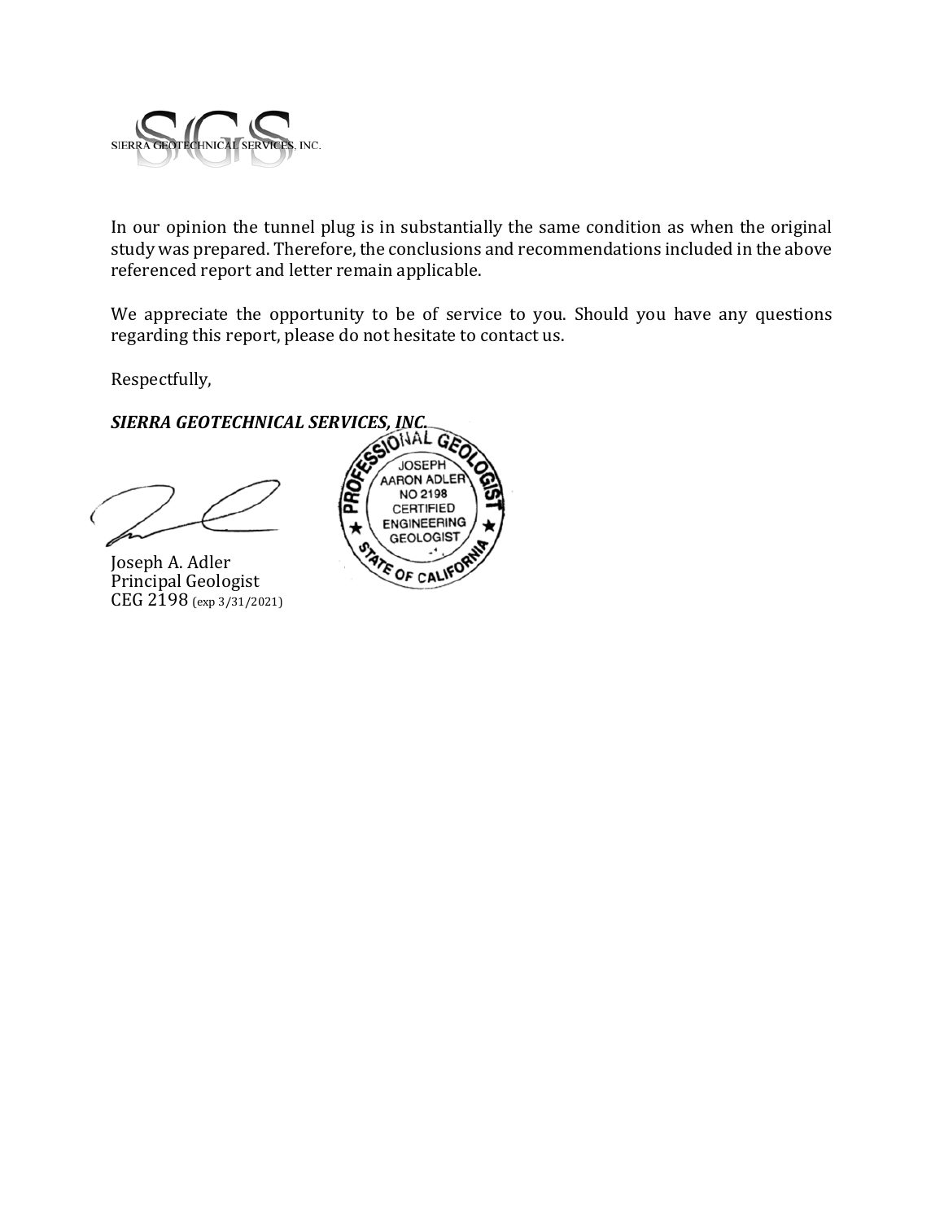In our opinion the tunnel plug is in substantially the same condition as when the original study was prepared. Therefore, the conclusions and recommendations included in the above referenced report and letter remain applicable.

We appreciate the opportunity to be of service to you. Should you have any questions regarding this report, please do not hesitate to contact us.

Respectfully,

***SIERRA GEOTECHNICAL SERVICES, INC.***

PROFESSIONAL GEOLOGIST
JOSEPH AARON ADLER
NO 2198
CERTIFIED ENGINEERING GEOLOGIST
STATE OF CALIFORNIA

Joseph A. Adler
Principal Geologist
CEG 2198 (exp 3/31/2021)